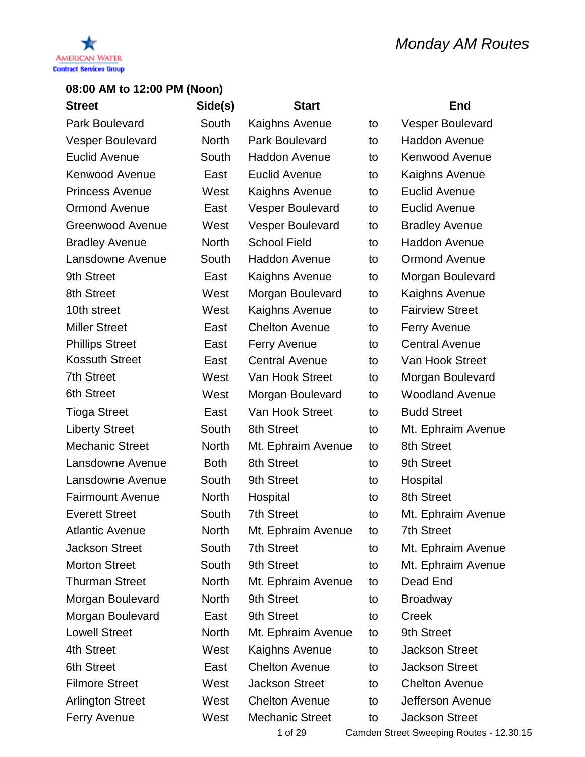AMERICAN WATER
Contract Services Group

# Monday AM Routes

## 08:00 AM to 12:00 PM (Noon)

| Street | Side(s) | Start | | End |
|---|---|---|---|---|
| Park Boulevard | South | Kaighns Avenue | to | Vesper Boulevard |
| Vesper Boulevard | North | Park Boulevard | to | Haddon Avenue |
| Euclid Avenue | South | Haddon Avenue | to | Kenwood Avenue |
| Kenwood Avenue | East | Euclid Avenue | to | Kaighns Avenue |
| Princess Avenue | West | Kaighns Avenue | to | Euclid Avenue |
| Ormond Avenue | East | Vesper Boulevard | to | Euclid Avenue |
| Greenwood Avenue | West | Vesper Boulevard | to | Bradley Avenue |
| Bradley Avenue | North | School Field | to | Haddon Avenue |
| Lansdowne Avenue | South | Haddon Avenue | to | Ormond Avenue |
| 9th Street | East | Kaighns Avenue | to | Morgan Boulevard |
| 8th Street | West | Morgan Boulevard | to | Kaighns Avenue |
| 10th street | West | Kaighns Avenue | to | Fairview Street |
| Miller Street | East | Chelton Avenue | to | Ferry Avenue |
| Phillips Street | East | Ferry Avenue | to | Central Avenue |
| Kossuth Street | East | Central Avenue | to | Van Hook Street |
| 7th Street | West | Van Hook Street | to | Morgan Boulevard |
| 6th Street | West | Morgan Boulevard | to | Woodland Avenue |
| Tioga Street | East | Van Hook Street | to | Budd Street |
| Liberty Street | South | 8th Street | to | Mt. Ephraim Avenue |
| Mechanic Street | North | Mt. Ephraim Avenue | to | 8th Street |
| Lansdowne Avenue | Both | 8th Street | to | 9th Street |
| Lansdowne Avenue | South | 9th Street | to | Hospital |
| Fairmount Avenue | North | Hospital | to | 8th Street |
| Everett Street | South | 7th Street | to | Mt. Ephraim Avenue |
| Atlantic Avenue | North | Mt. Ephraim Avenue | to | 7th Street |
| Jackson Street | South | 7th Street | to | Mt. Ephraim Avenue |
| Morton Street | South | 9th Street | to | Mt. Ephraim Avenue |
| Thurman Street | North | Mt. Ephraim Avenue | to | Dead End |
| Morgan Boulevard | North | 9th Street | to | Broadway |
| Morgan Boulevard | East | 9th Street | to | Creek |
| Lowell Street | North | Mt. Ephraim Avenue | to | 9th Street |
| 4th Street | West | Kaighns Avenue | to | Jackson Street |
| 6th Street | East | Chelton Avenue | to | Jackson Street |
| Filmore Street | West | Jackson Street | to | Chelton Avenue |
| Arlington Street | West | Chelton Avenue | to | Jefferson Avenue |
| Ferry Avenue | West | Mechanic Street | to | Jackson Street |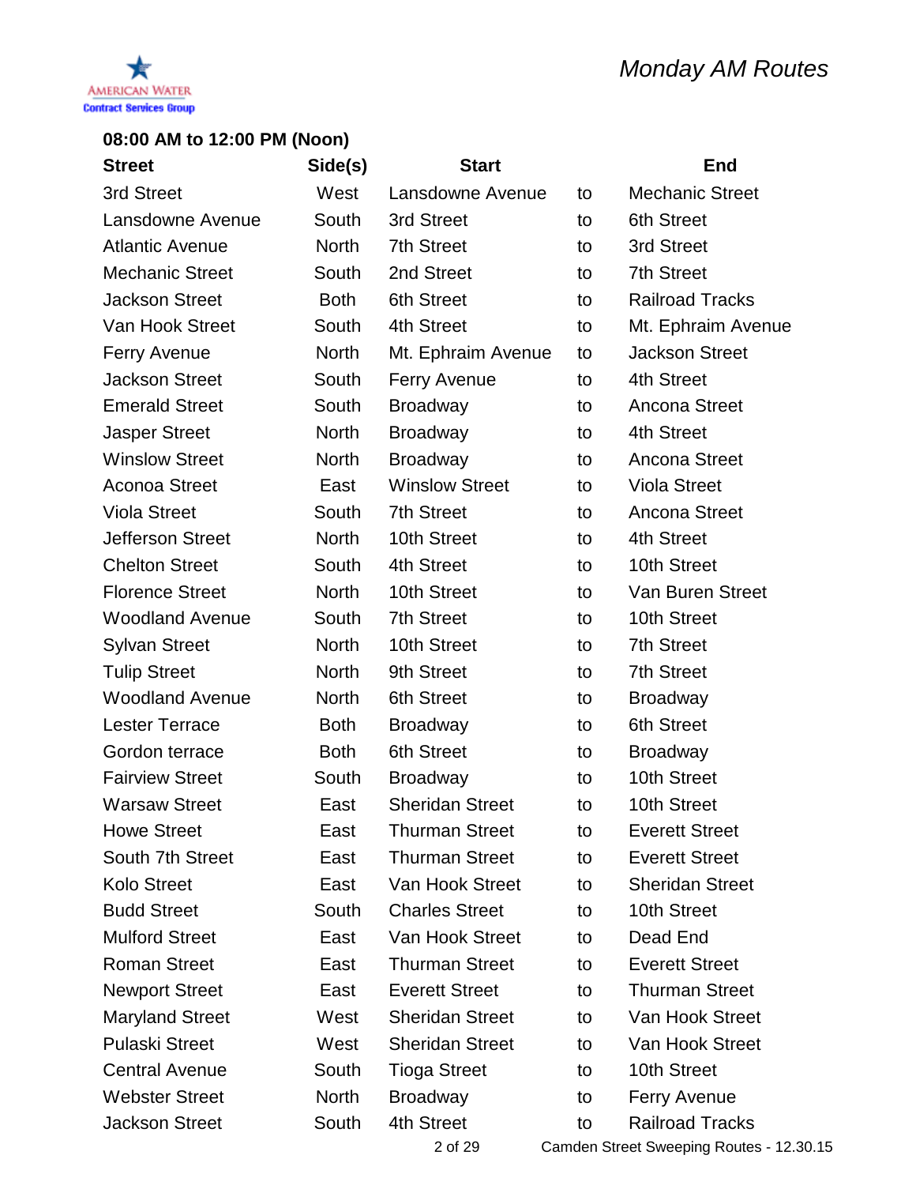AMERICAN WATER
Contract Services Group

# Monday AM Routes

## 08:00 AM to 12:00 PM (Noon)

| Street | Side(s) | Start | | End |
|---|---|---|---|---|
| 3rd Street | West | Lansdowne Avenue | to | Mechanic Street |
| Lansdowne Avenue | South | 3rd Street | to | 6th Street |
| Atlantic Avenue | North | 7th Street | to | 3rd Street |
| Mechanic Street | South | 2nd Street | to | 7th Street |
| Jackson Street | Both | 6th Street | to | Railroad Tracks |
| Van Hook Street | South | 4th Street | to | Mt. Ephraim Avenue |
| Ferry Avenue | North | Mt. Ephraim Avenue | to | Jackson Street |
| Jackson Street | South | Ferry Avenue | to | 4th Street |
| Emerald Street | South | Broadway | to | Ancona Street |
| Jasper Street | North | Broadway | to | 4th Street |
| Winslow Street | North | Broadway | to | Ancona Street |
| Aconoa Street | East | Winslow Street | to | Viola Street |
| Viola Street | South | 7th Street | to | Ancona Street |
| Jefferson Street | North | 10th Street | to | 4th Street |
| Chelton Street | South | 4th Street | to | 10th Street |
| Florence Street | North | 10th Street | to | Van Buren Street |
| Woodland Avenue | South | 7th Street | to | 10th Street |
| Sylvan Street | North | 10th Street | to | 7th Street |
| Tulip Street | North | 9th Street | to | 7th Street |
| Woodland Avenue | North | 6th Street | to | Broadway |
| Lester Terrace | Both | Broadway | to | 6th Street |
| Gordon terrace | Both | 6th Street | to | Broadway |
| Fairview Street | South | Broadway | to | 10th Street |
| Warsaw Street | East | Sheridan Street | to | 10th Street |
| Howe Street | East | Thurman Street | to | Everett Street |
| South 7th Street | East | Thurman Street | to | Everett Street |
| Kolo Street | East | Van Hook Street | to | Sheridan Street |
| Budd Street | South | Charles Street | to | 10th Street |
| Mulford Street | East | Van Hook Street | to | Dead End |
| Roman Street | East | Thurman Street | to | Everett Street |
| Newport Street | East | Everett Street | to | Thurman Street |
| Maryland Street | West | Sheridan Street | to | Van Hook Street |
| Pulaski Street | West | Sheridan Street | to | Van Hook Street |
| Central Avenue | South | Tioga Street | to | 10th Street |
| Webster Street | North | Broadway | to | Ferry Avenue |
| Jackson Street | South | 4th Street | to | Railroad Tracks |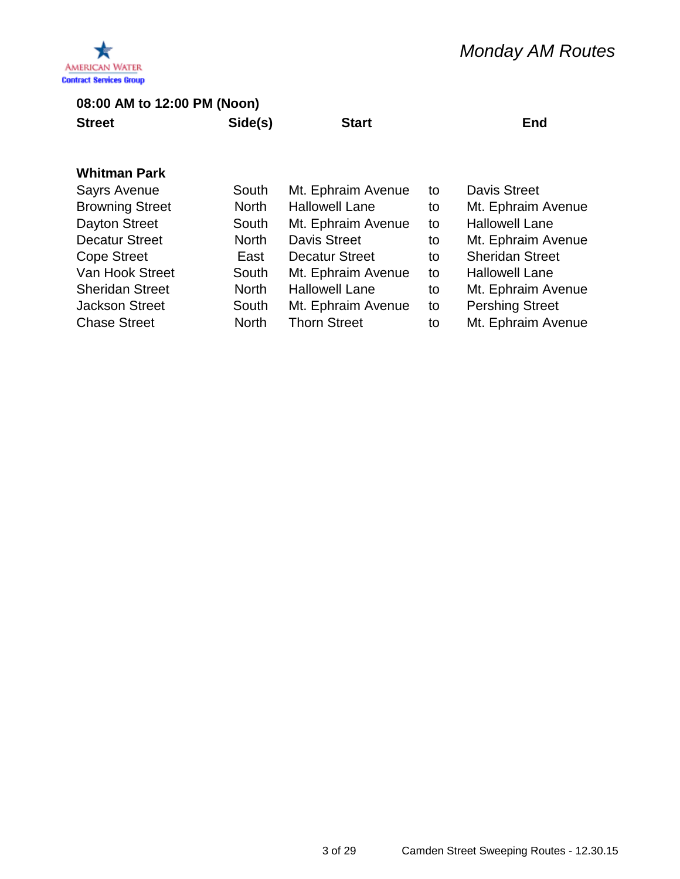American Water
Contract Services Group

# Monday AM Routes

## 08:00 AM to 12:00 PM (Noon)

| Street | Side(s) | Start | | End |
|---|---|---|---|---|
| **Whitman Park** | | | | |
| Sayrs Avenue | South | Mt. Ephraim Avenue | to | Davis Street |
| Browning Street | North | Hallowell Lane | to | Mt. Ephraim Avenue |
| Dayton Street | South | Mt. Ephraim Avenue | to | Hallowell Lane |
| Decatur Street | North | Davis Street | to | Mt. Ephraim Avenue |
| Cope Street | East | Decatur Street | to | Sheridan Street |
| Van Hook Street | South | Mt. Ephraim Avenue | to | Hallowell Lane |
| Sheridan Street | North | Hallowell Lane | to | Mt. Ephraim Avenue |
| Jackson Street | South | Mt. Ephraim Avenue | to | Pershing Street |
| Chase Street | North | Thorn Street | to | Mt. Ephraim Avenue |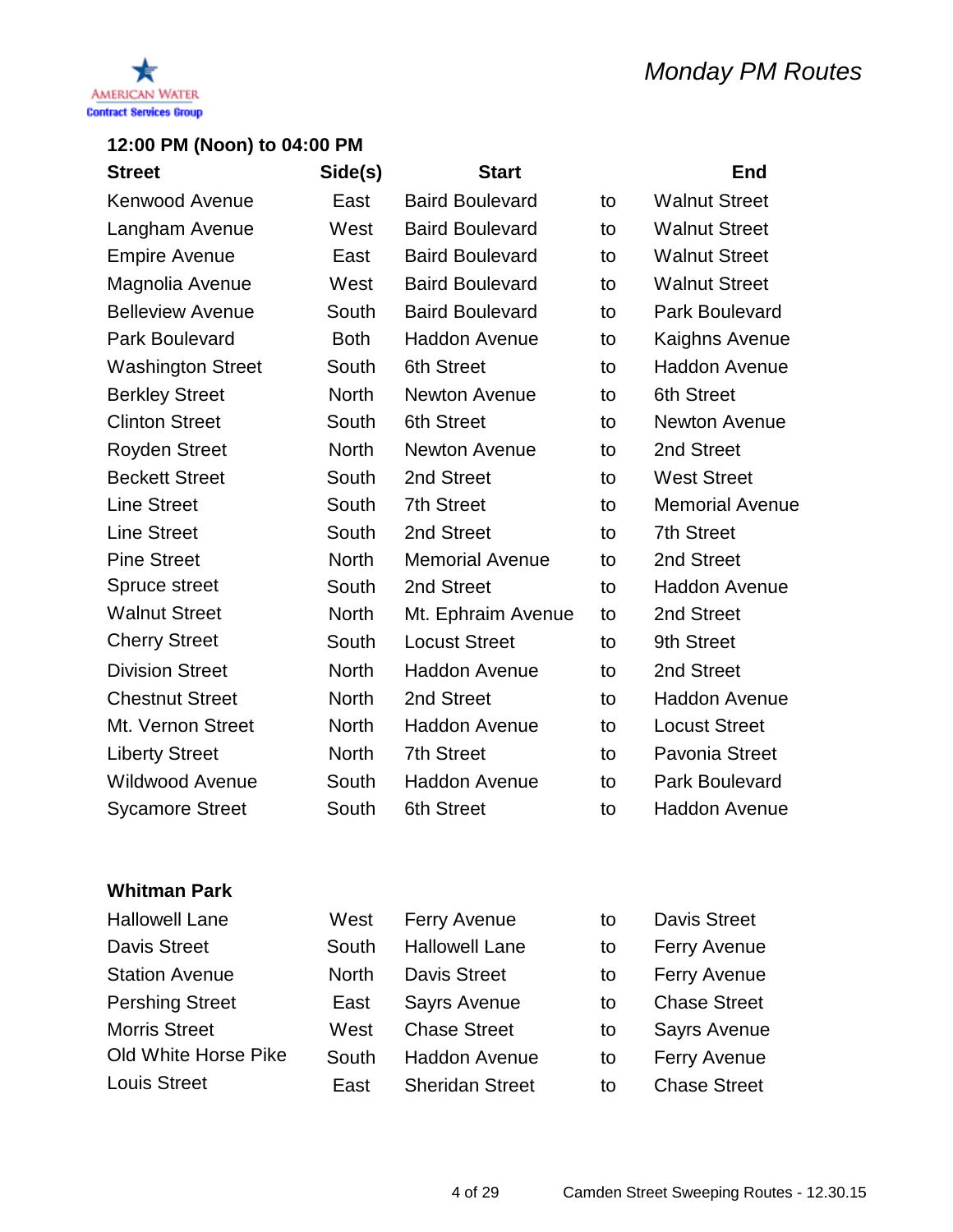American Water Contract Services Group

# Monday PM Routes

## 12:00 PM (Noon) to 04:00 PM

| Street | Side(s) | Start | | End |
|---|---|---|---|---|
| Kenwood Avenue | East | Baird Boulevard | to | Walnut Street |
| Langham Avenue | West | Baird Boulevard | to | Walnut Street |
| Empire Avenue | East | Baird Boulevard | to | Walnut Street |
| Magnolia Avenue | West | Baird Boulevard | to | Walnut Street |
| Belleview Avenue | South | Baird Boulevard | to | Park Boulevard |
| Park Boulevard | Both | Haddon Avenue | to | Kaighns Avenue |
| Washington Street | South | 6th Street | to | Haddon Avenue |
| Berkley Street | North | Newton Avenue | to | 6th Street |
| Clinton Street | South | 6th Street | to | Newton Avenue |
| Royden Street | North | Newton Avenue | to | 2nd Street |
| Beckett Street | South | 2nd Street | to | West Street |
| Line Street | South | 7th Street | to | Memorial Avenue |
| Line Street | South | 2nd Street | to | 7th Street |
| Pine Street | North | Memorial Avenue | to | 2nd Street |
| Spruce street | South | 2nd Street | to | Haddon Avenue |
| Walnut Street | North | Mt. Ephraim Avenue | to | 2nd Street |
| Cherry Street | South | Locust Street | to | 9th Street |
| Division Street | North | Haddon Avenue | to | 2nd Street |
| Chestnut Street | North | 2nd Street | to | Haddon Avenue |
| Mt. Vernon Street | North | Haddon Avenue | to | Locust Street |
| Liberty Street | North | 7th Street | to | Pavonia Street |
| Wildwood Avenue | South | Haddon Avenue | to | Park Boulevard |
| Sycamore Street | South | 6th Street | to | Haddon Avenue |

## Whitman Park

| Street | Side(s) | Start | | End |
|---|---|---|---|---|
| Hallowell Lane | West | Ferry Avenue | to | Davis Street |
| Davis Street | South | Hallowell Lane | to | Ferry Avenue |
| Station Avenue | North | Davis Street | to | Ferry Avenue |
| Pershing Street | East | Sayrs Avenue | to | Chase Street |
| Morris Street | West | Chase Street | to | Sayrs Avenue |
| Old White Horse Pike | South | Haddon Avenue | to | Ferry Avenue |
| Louis Street | East | Sheridan Street | to | Chase Street |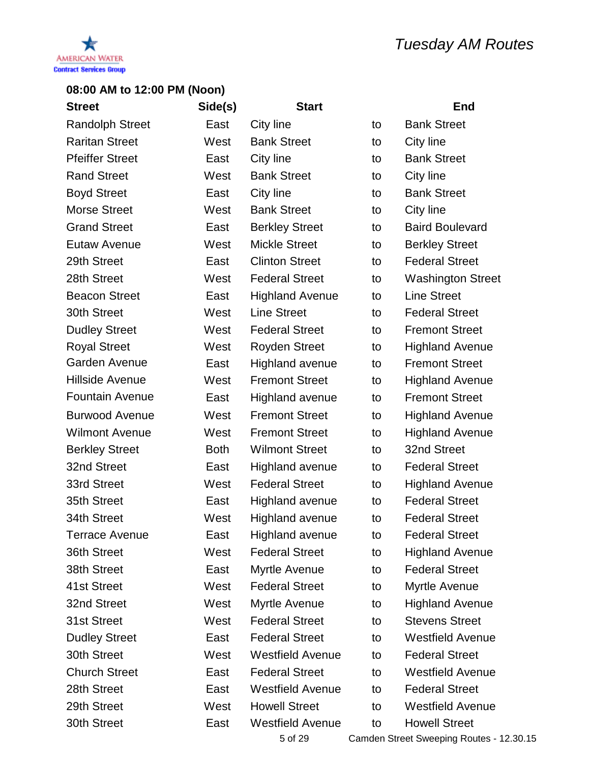American Water Contract Services Group

# Tuesday AM Routes

**08:00 AM to 12:00 PM (Noon)**

| Street | Side(s) | Start | | End |
|---|---|---|---|---|
| Randolph Street | East | City line | to | Bank Street |
| Raritan Street | West | Bank Street | to | City line |
| Pfeiffer Street | East | City line | to | Bank Street |
| Rand Street | West | Bank Street | to | City line |
| Boyd Street | East | City line | to | Bank Street |
| Morse Street | West | Bank Street | to | City line |
| Grand Street | East | Berkley Street | to | Baird Boulevard |
| Eutaw Avenue | West | Mickle Street | to | Berkley Street |
| 29th Street | East | Clinton Street | to | Federal Street |
| 28th Street | West | Federal Street | to | Washington Street |
| Beacon Street | East | Highland Avenue | to | Line Street |
| 30th Street | West | Line Street | to | Federal Street |
| Dudley Street | West | Federal Street | to | Fremont Street |
| Royal Street | West | Royden Street | to | Highland Avenue |
| Garden Avenue | East | Highland avenue | to | Fremont Street |
| Hillside Avenue | West | Fremont Street | to | Highland Avenue |
| Fountain Avenue | East | Highland avenue | to | Fremont Street |
| Burwood Avenue | West | Fremont Street | to | Highland Avenue |
| Wilmont Avenue | West | Fremont Street | to | Highland Avenue |
| Berkley Street | Both | Wilmont Street | to | 32nd Street |
| 32nd Street | East | Highland avenue | to | Federal Street |
| 33rd Street | West | Federal Street | to | Highland Avenue |
| 35th Street | East | Highland avenue | to | Federal Street |
| 34th Street | West | Highland avenue | to | Federal Street |
| Terrace Avenue | East | Highland avenue | to | Federal Street |
| 36th Street | West | Federal Street | to | Highland Avenue |
| 38th Street | East | Myrtle Avenue | to | Federal Street |
| 41st Street | West | Federal Street | to | Myrtle Avenue |
| 32nd Street | West | Myrtle Avenue | to | Highland Avenue |
| 31st Street | West | Federal Street | to | Stevens Street |
| Dudley Street | East | Federal Street | to | Westfield Avenue |
| 30th Street | West | Westfield Avenue | to | Federal Street |
| Church Street | East | Federal Street | to | Westfield Avenue |
| 28th Street | East | Westfield Avenue | to | Federal Street |
| 29th Street | West | Howell Street | to | Westfield Avenue |
| 30th Street | East | Westfield Avenue | to | Howell Street |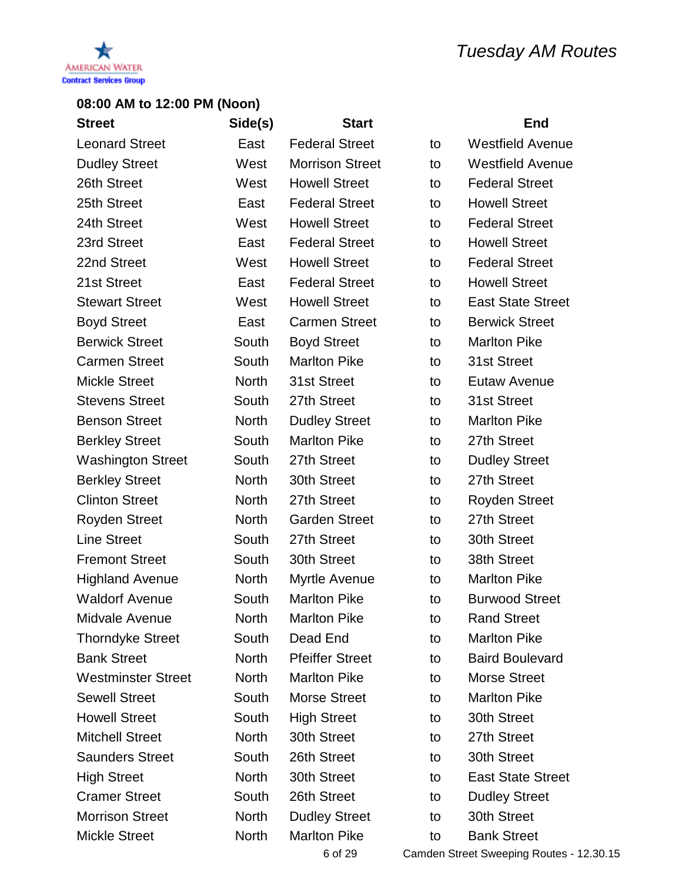American Water Contract Services Group

# Tuesday AM Routes

**08:00 AM to 12:00 PM (Noon)**

| Street | Side(s) | Start | | End |
|---|---|---|---|---|
| Leonard Street | East | Federal Street | to | Westfield Avenue |
| Dudley Street | West | Morrison Street | to | Westfield Avenue |
| 26th Street | West | Howell Street | to | Federal Street |
| 25th Street | East | Federal Street | to | Howell Street |
| 24th Street | West | Howell Street | to | Federal Street |
| 23rd Street | East | Federal Street | to | Howell Street |
| 22nd Street | West | Howell Street | to | Federal Street |
| 21st Street | East | Federal Street | to | Howell Street |
| Stewart Street | West | Howell Street | to | East State Street |
| Boyd Street | East | Carmen Street | to | Berwick Street |
| Berwick Street | South | Boyd Street | to | Marlton Pike |
| Carmen Street | South | Marlton Pike | to | 31st Street |
| Mickle Street | North | 31st Street | to | Eutaw Avenue |
| Stevens Street | South | 27th Street | to | 31st Street |
| Benson Street | North | Dudley Street | to | Marlton Pike |
| Berkley Street | South | Marlton Pike | to | 27th Street |
| Washington Street | South | 27th Street | to | Dudley Street |
| Berkley Street | North | 30th Street | to | 27th Street |
| Clinton Street | North | 27th Street | to | Royden Street |
| Royden Street | North | Garden Street | to | 27th Street |
| Line Street | South | 27th Street | to | 30th Street |
| Fremont Street | South | 30th Street | to | 38th Street |
| Highland Avenue | North | Myrtle Avenue | to | Marlton Pike |
| Waldorf Avenue | South | Marlton Pike | to | Burwood Street |
| Midvale Avenue | North | Marlton Pike | to | Rand Street |
| Thorndyke Street | South | Dead End | to | Marlton Pike |
| Bank Street | North | Pfeiffer Street | to | Baird Boulevard |
| Westminster Street | North | Marlton Pike | to | Morse Street |
| Sewell Street | South | Morse Street | to | Marlton Pike |
| Howell Street | South | High Street | to | 30th Street |
| Mitchell Street | North | 30th Street | to | 27th Street |
| Saunders Street | South | 26th Street | to | 30th Street |
| High Street | North | 30th Street | to | East State Street |
| Cramer Street | South | 26th Street | to | Dudley Street |
| Morrison Street | North | Dudley Street | to | 30th Street |
| Mickle Street | North | Marlton Pike | to | Bank Street |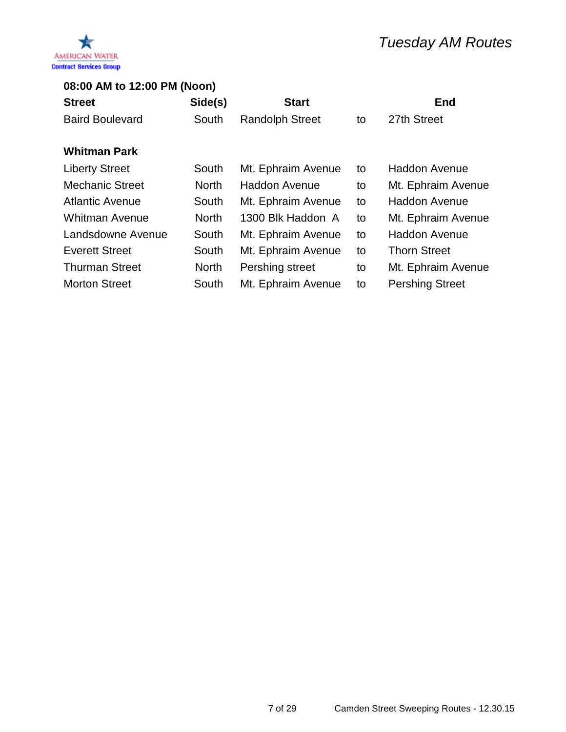AMERICAN WATER
Contract Services Group

# Tuesday AM Routes

**08:00 AM to 12:00 PM (Noon)**

| Street | Side(s) | Start | | End |
|---|---|---|---|---|
| Baird Boulevard | South | Randolph Street | to | 27th Street |
| | | | | |
| **Whitman Park** | | | | |
| Liberty Street | South | Mt. Ephraim Avenue | to | Haddon Avenue |
| Mechanic Street | North | Haddon Avenue | to | Mt. Ephraim Avenue |
| Atlantic Avenue | South | Mt. Ephraim Avenue | to | Haddon Avenue |
| Whitman Avenue | North | 1300 Blk Haddon A | to | Mt. Ephraim Avenue |
| Landsdowne Avenue | South | Mt. Ephraim Avenue | to | Haddon Avenue |
| Everett Street | South | Mt. Ephraim Avenue | to | Thorn Street |
| Thurman Street | North | Pershing street | to | Mt. Ephraim Avenue |
| Morton Street | South | Mt. Ephraim Avenue | to | Pershing Street |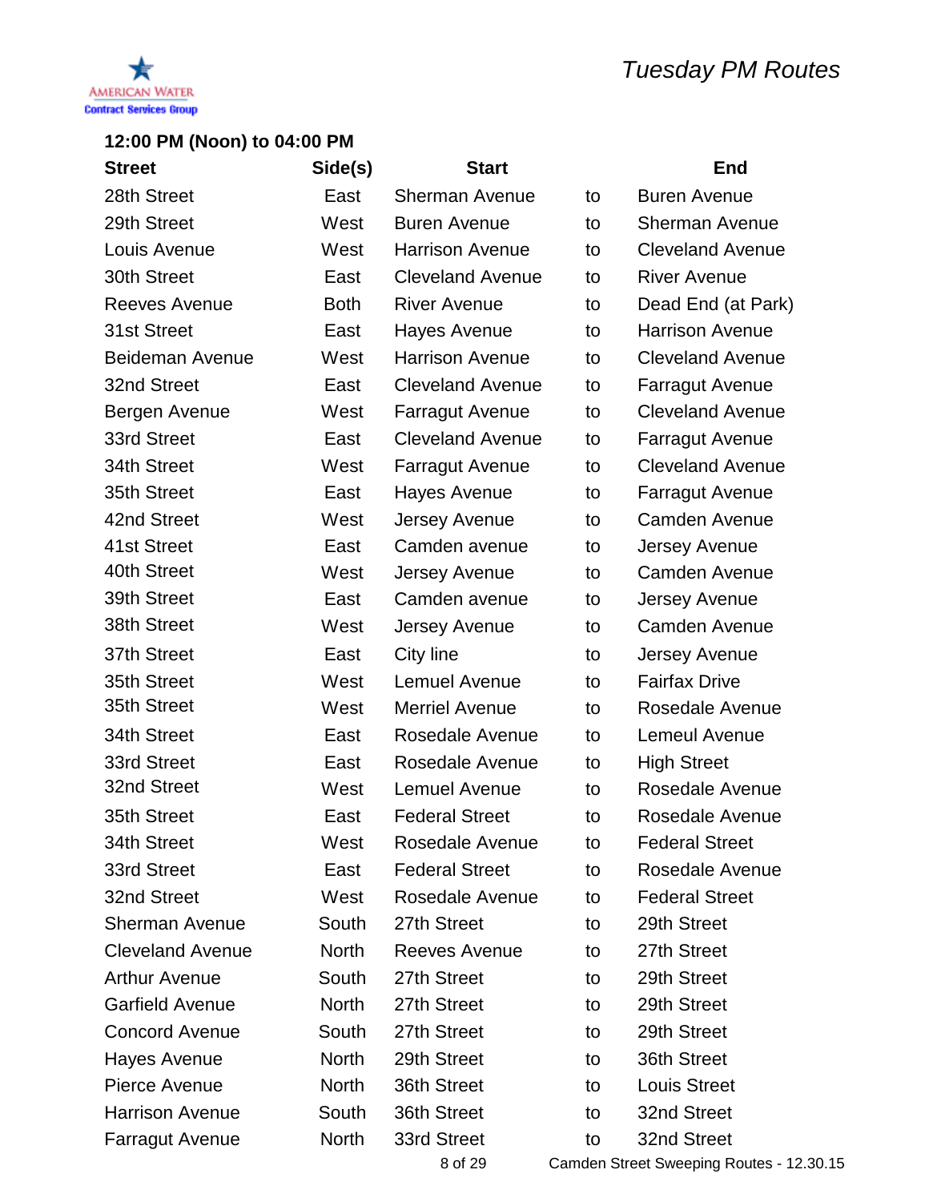AMERICAN WATER
Contract Services Group

# Tuesday PM Routes

**12:00 PM (Noon) to 04:00 PM**

| Street | Side(s) | Start | | End |
|---|---|---|---|---|
| 28th Street | East | Sherman Avenue | to | Buren Avenue |
| 29th Street | West | Buren Avenue | to | Sherman Avenue |
| Louis Avenue | West | Harrison Avenue | to | Cleveland Avenue |
| 30th Street | East | Cleveland Avenue | to | River Avenue |
| Reeves Avenue | Both | River Avenue | to | Dead End (at Park) |
| 31st Street | East | Hayes Avenue | to | Harrison Avenue |
| Beideman Avenue | West | Harrison Avenue | to | Cleveland Avenue |
| 32nd Street | East | Cleveland Avenue | to | Farragut Avenue |
| Bergen Avenue | West | Farragut Avenue | to | Cleveland Avenue |
| 33rd Street | East | Cleveland Avenue | to | Farragut Avenue |
| 34th Street | West | Farragut Avenue | to | Cleveland Avenue |
| 35th Street | East | Hayes Avenue | to | Farragut Avenue |
| 42nd Street | West | Jersey Avenue | to | Camden Avenue |
| 41st Street | East | Camden avenue | to | Jersey Avenue |
| 40th Street | West | Jersey Avenue | to | Camden Avenue |
| 39th Street | East | Camden avenue | to | Jersey Avenue |
| 38th Street | West | Jersey Avenue | to | Camden Avenue |
| 37th Street | East | City line | to | Jersey Avenue |
| 35th Street | West | Lemuel Avenue | to | Fairfax Drive |
| 35th Street | West | Merriel Avenue | to | Rosedale Avenue |
| 34th Street | East | Rosedale Avenue | to | Lemeul Avenue |
| 33rd Street | East | Rosedale Avenue | to | High Street |
| 32nd Street | West | Lemuel Avenue | to | Rosedale Avenue |
| 35th Street | East | Federal Street | to | Rosedale Avenue |
| 34th Street | West | Rosedale Avenue | to | Federal Street |
| 33rd Street | East | Federal Street | to | Rosedale Avenue |
| 32nd Street | West | Rosedale Avenue | to | Federal Street |
| Sherman Avenue | South | 27th Street | to | 29th Street |
| Cleveland Avenue | North | Reeves Avenue | to | 27th Street |
| Arthur Avenue | South | 27th Street | to | 29th Street |
| Garfield Avenue | North | 27th Street | to | 29th Street |
| Concord Avenue | South | 27th Street | to | 29th Street |
| Hayes Avenue | North | 29th Street | to | 36th Street |
| Pierce Avenue | North | 36th Street | to | Louis Street |
| Harrison Avenue | South | 36th Street | to | 32nd Street |
| Farragut Avenue | North | 33rd Street | to | 32nd Street |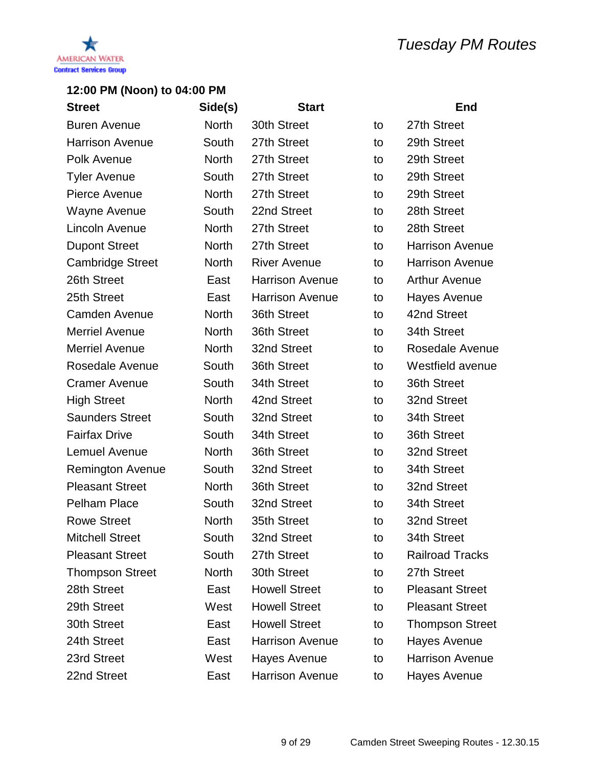AMERICAN WATER
Contract Services Group

# Tuesday PM Routes

## 12:00 PM (Noon) to 04:00 PM

| Street | Side(s) | Start | | End |
|---|---|---|---|---|
| Buren Avenue | North | 30th Street | to | 27th Street |
| Harrison Avenue | South | 27th Street | to | 29th Street |
| Polk Avenue | North | 27th Street | to | 29th Street |
| Tyler Avenue | South | 27th Street | to | 29th Street |
| Pierce Avenue | North | 27th Street | to | 29th Street |
| Wayne Avenue | South | 22nd Street | to | 28th Street |
| Lincoln Avenue | North | 27th Street | to | 28th Street |
| Dupont Street | North | 27th Street | to | Harrison Avenue |
| Cambridge Street | North | River Avenue | to | Harrison Avenue |
| 26th Street | East | Harrison Avenue | to | Arthur Avenue |
| 25th Street | East | Harrison Avenue | to | Hayes Avenue |
| Camden Avenue | North | 36th Street | to | 42nd Street |
| Merriel Avenue | North | 36th Street | to | 34th Street |
| Merriel Avenue | North | 32nd Street | to | Rosedale Avenue |
| Rosedale Avenue | South | 36th Street | to | Westfield avenue |
| Cramer Avenue | South | 34th Street | to | 36th Street |
| High Street | North | 42nd Street | to | 32nd Street |
| Saunders Street | South | 32nd Street | to | 34th Street |
| Fairfax Drive | South | 34th Street | to | 36th Street |
| Lemuel Avenue | North | 36th Street | to | 32nd Street |
| Remington Avenue | South | 32nd Street | to | 34th Street |
| Pleasant Street | North | 36th Street | to | 32nd Street |
| Pelham Place | South | 32nd Street | to | 34th Street |
| Rowe Street | North | 35th Street | to | 32nd Street |
| Mitchell Street | South | 32nd Street | to | 34th Street |
| Pleasant Street | South | 27th Street | to | Railroad Tracks |
| Thompson Street | North | 30th Street | to | 27th Street |
| 28th Street | East | Howell Street | to | Pleasant Street |
| 29th Street | West | Howell Street | to | Pleasant Street |
| 30th Street | East | Howell Street | to | Thompson Street |
| 24th Street | East | Harrison Avenue | to | Hayes Avenue |
| 23rd Street | West | Hayes Avenue | to | Harrison Avenue |
| 22nd Street | East | Harrison Avenue | to | Hayes Avenue |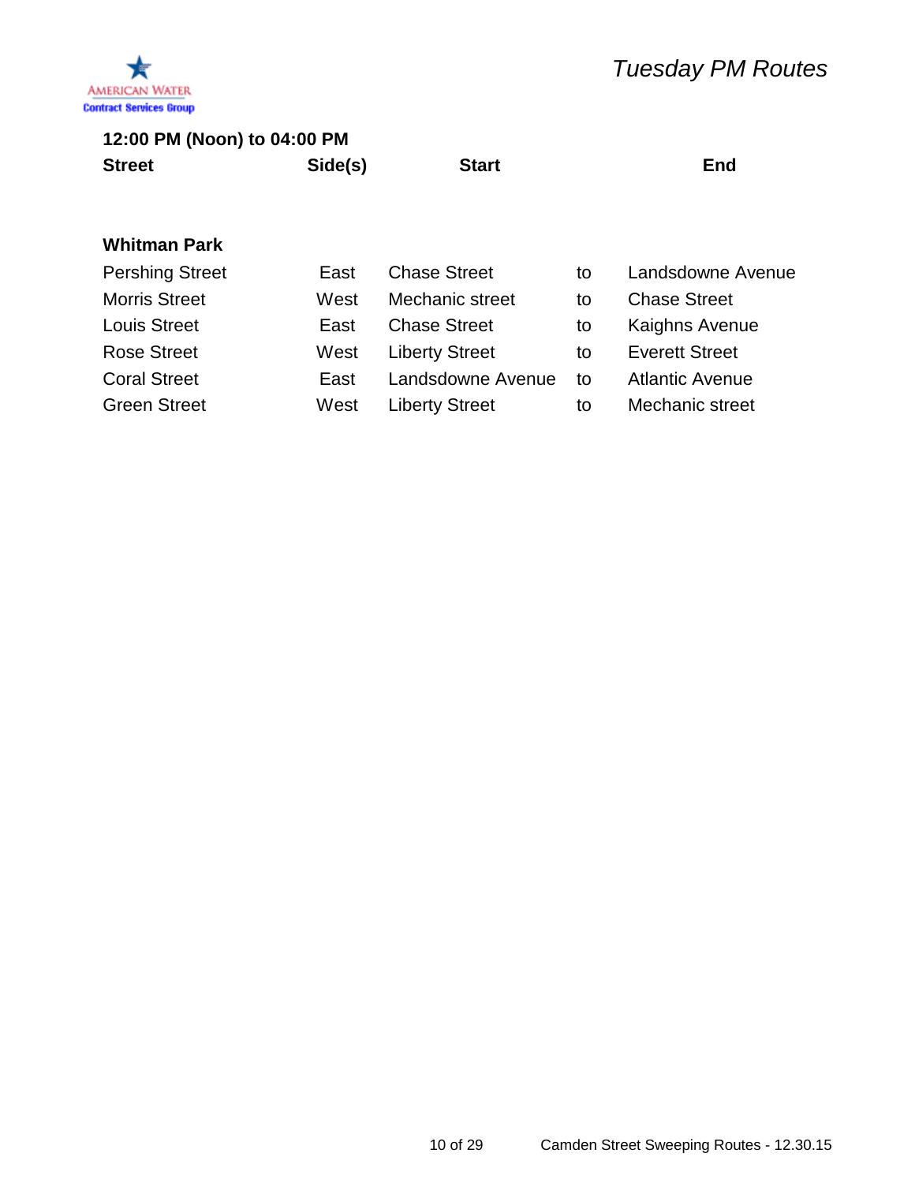AMERICAN WATER
Contract Services Group

*Tuesday PM Routes*

**12:00 PM (Noon) to 04:00 PM**

| **Street** | **Side(s)** | **Start** | | **End** |
|---|---|---|---|---|
| **Whitman Park** | | | | |
| Pershing Street | East | Chase Street | to | Landsdowne Avenue |
| Morris Street | West | Mechanic street | to | Chase Street |
| Louis Street | East | Chase Street | to | Kaighns Avenue |
| Rose Street | West | Liberty Street | to | Everett Street |
| Coral Street | East | Landsdowne Avenue | to | Atlantic Avenue |
| Green Street | West | Liberty Street | to | Mechanic street |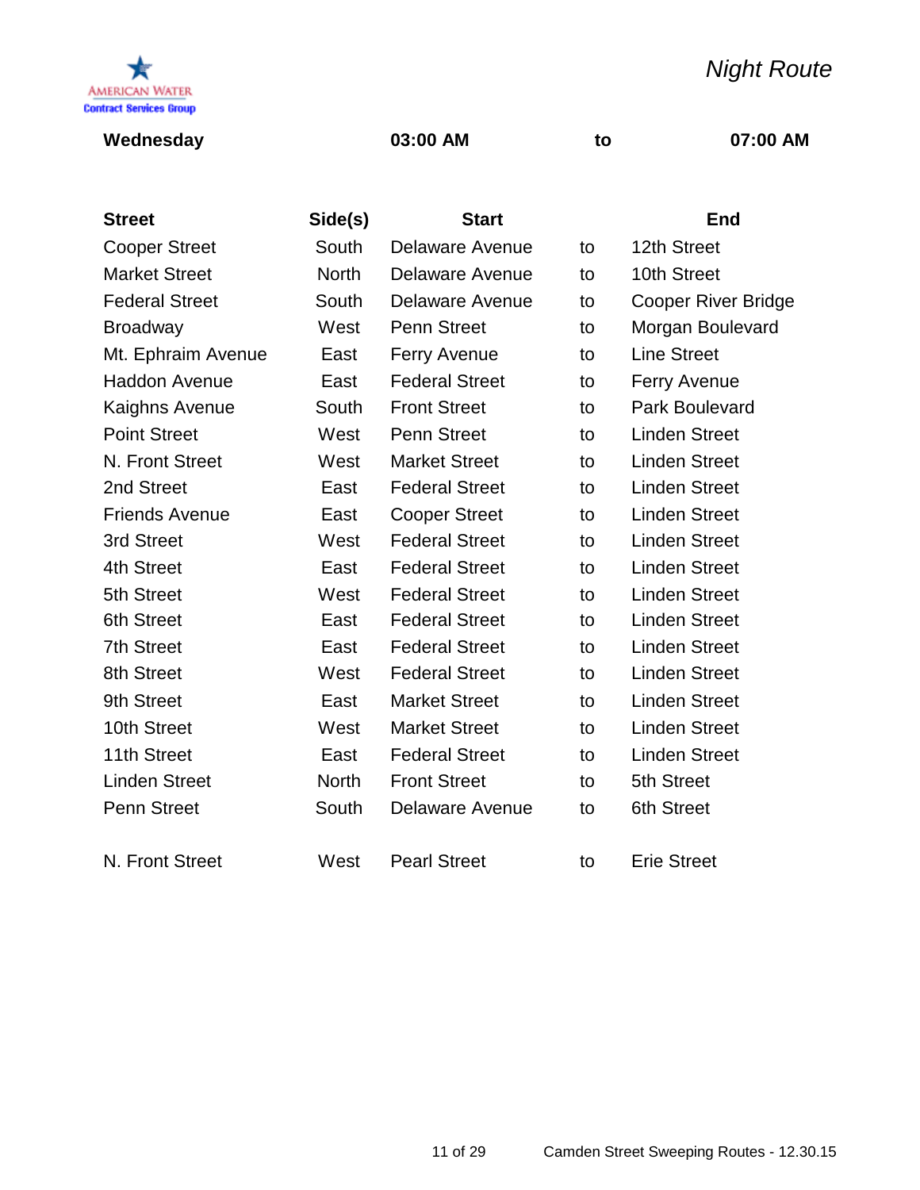AMERICAN WATER
Contract Services Group

*Night Route*

**Wednesday** **03:00 AM** **to** **07:00 AM**

| Street | Side(s) | Start | | End |
|---|---|---|---|---|
| Cooper Street | South | Delaware Avenue | to | 12th Street |
| Market Street | North | Delaware Avenue | to | 10th Street |
| Federal Street | South | Delaware Avenue | to | Cooper River Bridge |
| Broadway | West | Penn Street | to | Morgan Boulevard |
| Mt. Ephraim Avenue | East | Ferry Avenue | to | Line Street |
| Haddon Avenue | East | Federal Street | to | Ferry Avenue |
| Kaighns Avenue | South | Front Street | to | Park Boulevard |
| Point Street | West | Penn Street | to | Linden Street |
| N. Front Street | West | Market Street | to | Linden Street |
| 2nd Street | East | Federal Street | to | Linden Street |
| Friends Avenue | East | Cooper Street | to | Linden Street |
| 3rd Street | West | Federal Street | to | Linden Street |
| 4th Street | East | Federal Street | to | Linden Street |
| 5th Street | West | Federal Street | to | Linden Street |
| 6th Street | East | Federal Street | to | Linden Street |
| 7th Street | East | Federal Street | to | Linden Street |
| 8th Street | West | Federal Street | to | Linden Street |
| 9th Street | East | Market Street | to | Linden Street |
| 10th Street | West | Market Street | to | Linden Street |
| 11th Street | East | Federal Street | to | Linden Street |
| Linden Street | North | Front Street | to | 5th Street |
| Penn Street | South | Delaware Avenue | to | 6th Street |
| | | | | |
| N. Front Street | West | Pearl Street | to | Erie Street |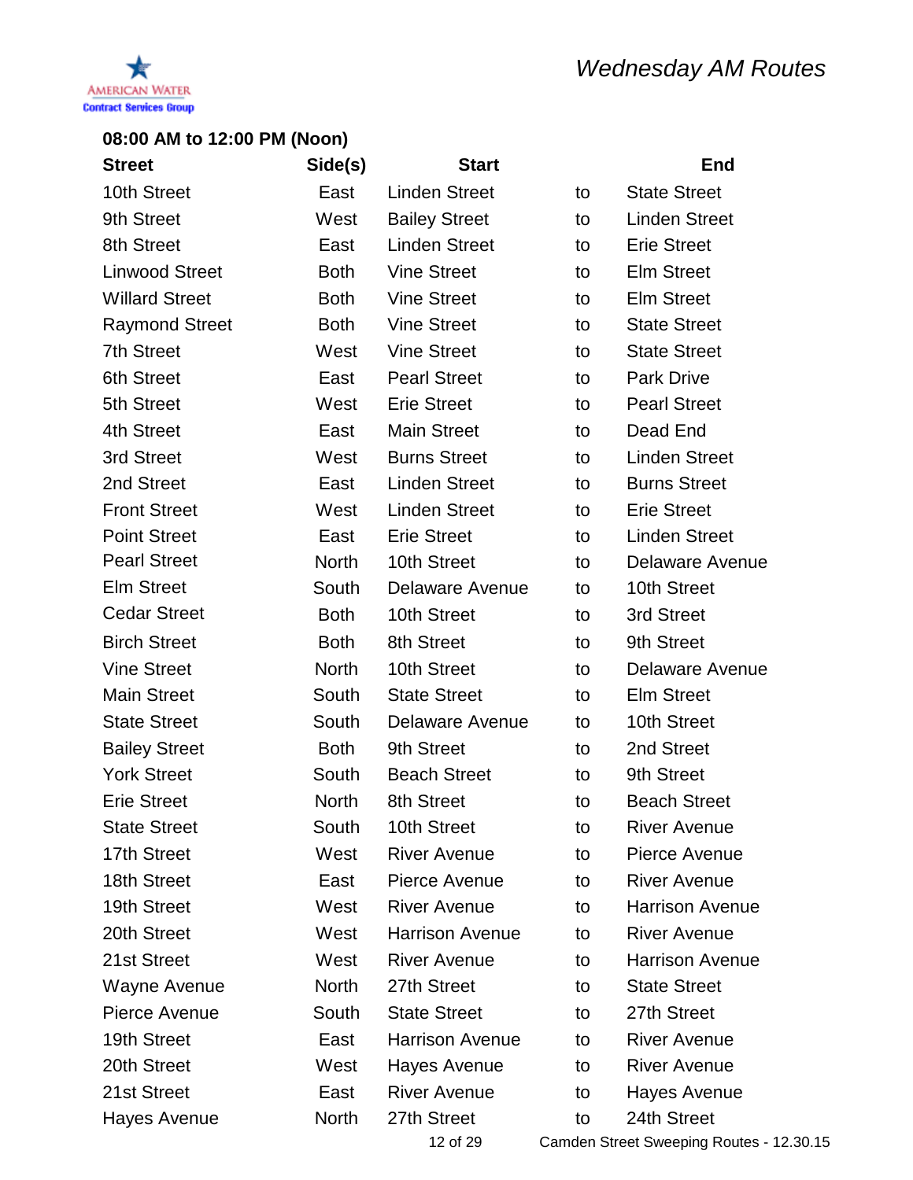American Water Contract Services Group

# Wednesday AM Routes

**08:00 AM to 12:00 PM (Noon)**

| Street | Side(s) | Start | | End |
|---|---|---|---|---|
| 10th Street | East | Linden Street | to | State Street |
| 9th Street | West | Bailey Street | to | Linden Street |
| 8th Street | East | Linden Street | to | Erie Street |
| Linwood Street | Both | Vine Street | to | Elm Street |
| Willard Street | Both | Vine Street | to | Elm Street |
| Raymond Street | Both | Vine Street | to | State Street |
| 7th Street | West | Vine Street | to | State Street |
| 6th Street | East | Pearl Street | to | Park Drive |
| 5th Street | West | Erie Street | to | Pearl Street |
| 4th Street | East | Main Street | to | Dead End |
| 3rd Street | West | Burns Street | to | Linden Street |
| 2nd Street | East | Linden Street | to | Burns Street |
| Front Street | West | Linden Street | to | Erie Street |
| Point Street | East | Erie Street | to | Linden Street |
| Pearl Street | North | 10th Street | to | Delaware Avenue |
| Elm Street | South | Delaware Avenue | to | 10th Street |
| Cedar Street | Both | 10th Street | to | 3rd Street |
| Birch Street | Both | 8th Street | to | 9th Street |
| Vine Street | North | 10th Street | to | Delaware Avenue |
| Main Street | South | State Street | to | Elm Street |
| State Street | South | Delaware Avenue | to | 10th Street |
| Bailey Street | Both | 9th Street | to | 2nd Street |
| York Street | South | Beach Street | to | 9th Street |
| Erie Street | North | 8th Street | to | Beach Street |
| State Street | South | 10th Street | to | River Avenue |
| 17th Street | West | River Avenue | to | Pierce Avenue |
| 18th Street | East | Pierce Avenue | to | River Avenue |
| 19th Street | West | River Avenue | to | Harrison Avenue |
| 20th Street | West | Harrison Avenue | to | River Avenue |
| 21st Street | West | River Avenue | to | Harrison Avenue |
| Wayne Avenue | North | 27th Street | to | State Street |
| Pierce Avenue | South | State Street | to | 27th Street |
| 19th Street | East | Harrison Avenue | to | River Avenue |
| 20th Street | West | Hayes Avenue | to | River Avenue |
| 21st Street | East | River Avenue | to | Hayes Avenue |
| Hayes Avenue | North | 27th Street | to | 24th Street |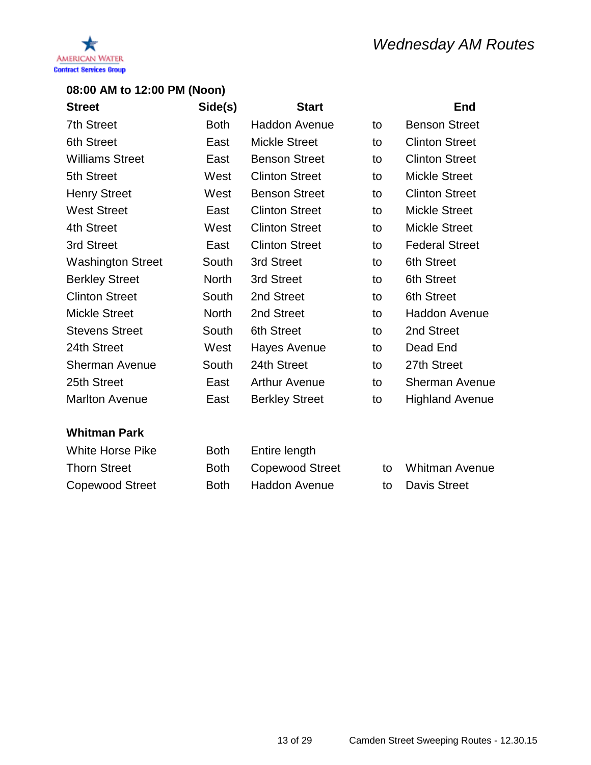AMERICAN WATER
Contract Services Group

# Wednesday AM Routes

## 08:00 AM to 12:00 PM (Noon)

| Street | Side(s) | Start | | End |
|---|---|---|---|---|
| 7th Street | Both | Haddon Avenue | to | Benson Street |
| 6th Street | East | Mickle Street | to | Clinton Street |
| Williams Street | East | Benson Street | to | Clinton Street |
| 5th Street | West | Clinton Street | to | Mickle Street |
| Henry Street | West | Benson Street | to | Clinton Street |
| West Street | East | Clinton Street | to | Mickle Street |
| 4th Street | West | Clinton Street | to | Mickle Street |
| 3rd Street | East | Clinton Street | to | Federal Street |
| Washington Street | South | 3rd Street | to | 6th Street |
| Berkley Street | North | 3rd Street | to | 6th Street |
| Clinton Street | South | 2nd Street | to | 6th Street |
| Mickle Street | North | 2nd Street | to | Haddon Avenue |
| Stevens Street | South | 6th Street | to | 2nd Street |
| 24th Street | West | Hayes Avenue | to | Dead End |
| Sherman Avenue | South | 24th Street | to | 27th Street |
| 25th Street | East | Arthur Avenue | to | Sherman Avenue |
| Marlton Avenue | East | Berkley Street | to | Highland Avenue |

### Whitman Park

| Street | Side(s) | Start | | End |
|---|---|---|---|---|
| White Horse Pike | Both | Entire length | | |
| Thorn Street | Both | Copewood Street | to | Whitman Avenue |
| Copewood Street | Both | Haddon Avenue | to | Davis Street |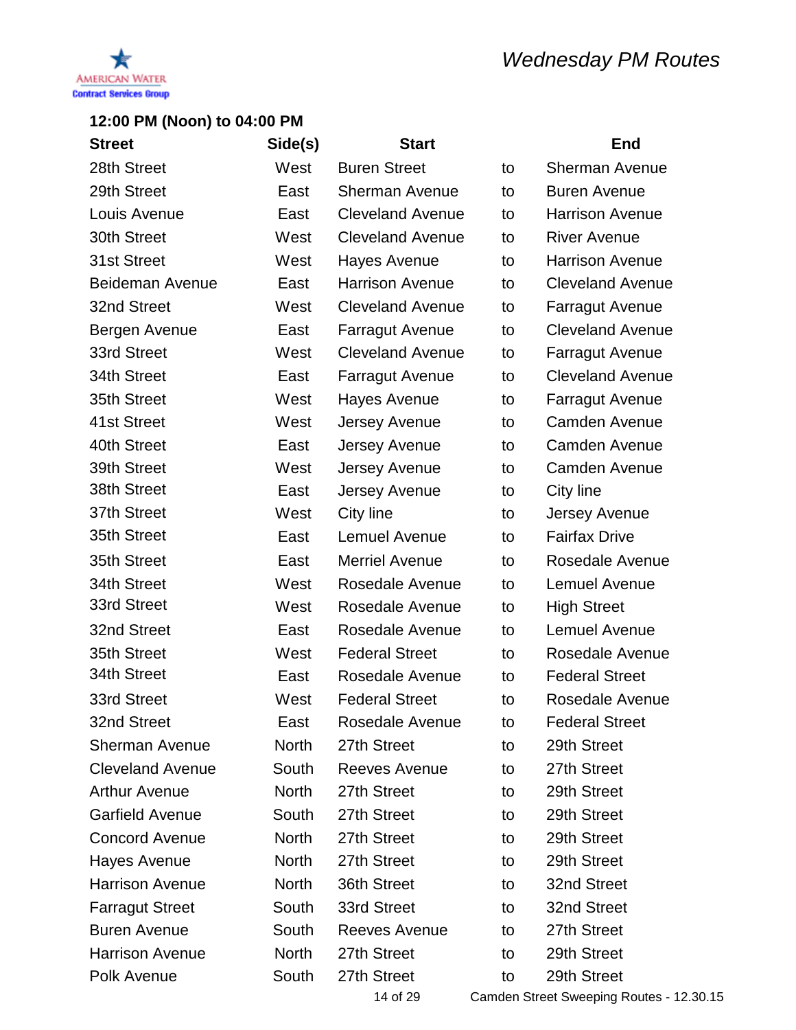# Wednesday PM Routes

AMERICAN WATER
Contract Services Group

## 12:00 PM (Noon) to 04:00 PM

| Street | Side(s) | Start | | End |
|---|---|---|---|---|
| 28th Street | West | Buren Street | to | Sherman Avenue |
| 29th Street | East | Sherman Avenue | to | Buren Avenue |
| Louis Avenue | East | Cleveland Avenue | to | Harrison Avenue |
| 30th Street | West | Cleveland Avenue | to | River Avenue |
| 31st Street | West | Hayes Avenue | to | Harrison Avenue |
| Beideman Avenue | East | Harrison Avenue | to | Cleveland Avenue |
| 32nd Street | West | Cleveland Avenue | to | Farragut Avenue |
| Bergen Avenue | East | Farragut Avenue | to | Cleveland Avenue |
| 33rd Street | West | Cleveland Avenue | to | Farragut Avenue |
| 34th Street | East | Farragut Avenue | to | Cleveland Avenue |
| 35th Street | West | Hayes Avenue | to | Farragut Avenue |
| 41st Street | West | Jersey Avenue | to | Camden Avenue |
| 40th Street | East | Jersey Avenue | to | Camden Avenue |
| 39th Street | West | Jersey Avenue | to | Camden Avenue |
| 38th Street | East | Jersey Avenue | to | City line |
| 37th Street | West | City line | to | Jersey Avenue |
| 35th Street | East | Lemuel Avenue | to | Fairfax Drive |
| 35th Street | East | Merriel Avenue | to | Rosedale Avenue |
| 34th Street | West | Rosedale Avenue | to | Lemuel Avenue |
| 33rd Street | West | Rosedale Avenue | to | High Street |
| 32nd Street | East | Rosedale Avenue | to | Lemuel Avenue |
| 35th Street | West | Federal Street | to | Rosedale Avenue |
| 34th Street | East | Rosedale Avenue | to | Federal Street |
| 33rd Street | West | Federal Street | to | Rosedale Avenue |
| 32nd Street | East | Rosedale Avenue | to | Federal Street |
| Sherman Avenue | North | 27th Street | to | 29th Street |
| Cleveland Avenue | South | Reeves Avenue | to | 27th Street |
| Arthur Avenue | North | 27th Street | to | 29th Street |
| Garfield Avenue | South | 27th Street | to | 29th Street |
| Concord Avenue | North | 27th Street | to | 29th Street |
| Hayes Avenue | North | 27th Street | to | 29th Street |
| Harrison Avenue | North | 36th Street | to | 32nd Street |
| Farragut Street | South | 33rd Street | to | 32nd Street |
| Buren Avenue | South | Reeves Avenue | to | 27th Street |
| Harrison Avenue | North | 27th Street | to | 29th Street |
| Polk Avenue | South | 27th Street | to | 29th Street |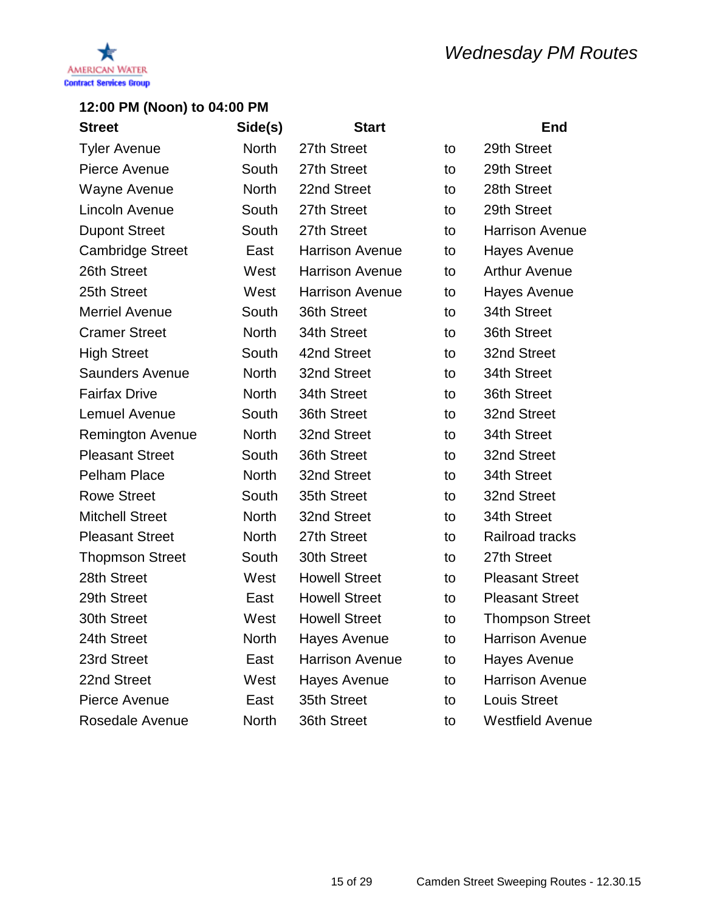AMERICAN WATER
Contract Services Group

# Wednesday PM Routes

### 12:00 PM (Noon) to 04:00 PM

| Street | Side(s) | Start | | End |
|---|---|---|---|---|
| Tyler Avenue | North | 27th Street | to | 29th Street |
| Pierce Avenue | South | 27th Street | to | 29th Street |
| Wayne Avenue | North | 22nd Street | to | 28th Street |
| Lincoln Avenue | South | 27th Street | to | 29th Street |
| Dupont Street | South | 27th Street | to | Harrison Avenue |
| Cambridge Street | East | Harrison Avenue | to | Hayes Avenue |
| 26th Street | West | Harrison Avenue | to | Arthur Avenue |
| 25th Street | West | Harrison Avenue | to | Hayes Avenue |
| Merriel Avenue | South | 36th Street | to | 34th Street |
| Cramer Street | North | 34th Street | to | 36th Street |
| High Street | South | 42nd Street | to | 32nd Street |
| Saunders Avenue | North | 32nd Street | to | 34th Street |
| Fairfax Drive | North | 34th Street | to | 36th Street |
| Lemuel Avenue | South | 36th Street | to | 32nd Street |
| Remington Avenue | North | 32nd Street | to | 34th Street |
| Pleasant Street | South | 36th Street | to | 32nd Street |
| Pelham Place | North | 32nd Street | to | 34th Street |
| Rowe Street | South | 35th Street | to | 32nd Street |
| Mitchell Street | North | 32nd Street | to | 34th Street |
| Pleasant Street | North | 27th Street | to | Railroad tracks |
| Thopmson Street | South | 30th Street | to | 27th Street |
| 28th Street | West | Howell Street | to | Pleasant Street |
| 29th Street | East | Howell Street | to | Pleasant Street |
| 30th Street | West | Howell Street | to | Thompson Street |
| 24th Street | North | Hayes Avenue | to | Harrison Avenue |
| 23rd Street | East | Harrison Avenue | to | Hayes Avenue |
| 22nd Street | West | Hayes Avenue | to | Harrison Avenue |
| Pierce Avenue | East | 35th Street | to | Louis Street |
| Rosedale Avenue | North | 36th Street | to | Westfield Avenue |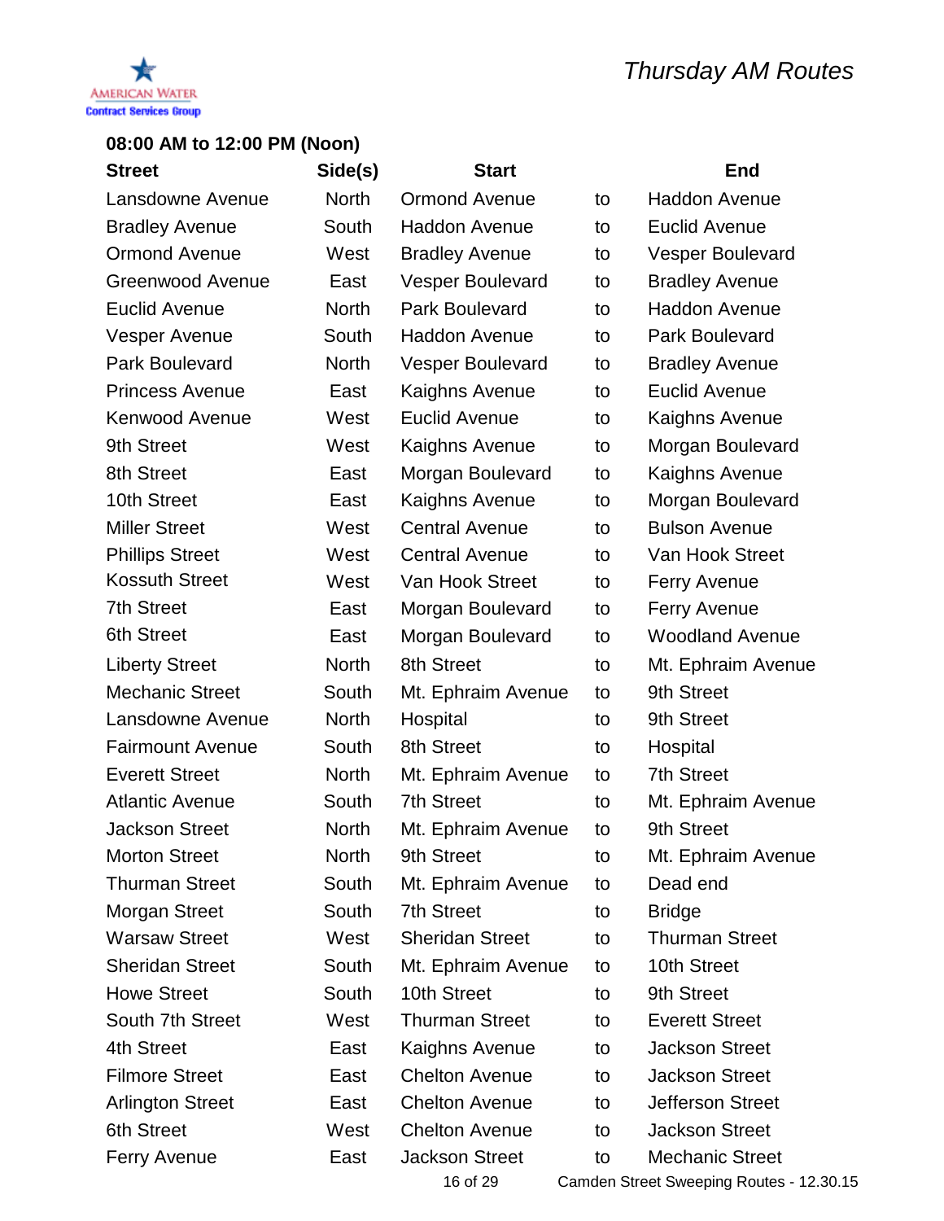AMERICAN WATER
Contract Services Group

# Thursday AM Routes

**08:00 AM to 12:00 PM (Noon)**

| Street | Side(s) | Start | | End |
|---|---|---|---|---|
| Lansdowne Avenue | North | Ormond Avenue | to | Haddon Avenue |
| Bradley Avenue | South | Haddon Avenue | to | Euclid Avenue |
| Ormond Avenue | West | Bradley Avenue | to | Vesper Boulevard |
| Greenwood Avenue | East | Vesper Boulevard | to | Bradley Avenue |
| Euclid Avenue | North | Park Boulevard | to | Haddon Avenue |
| Vesper Avenue | South | Haddon Avenue | to | Park Boulevard |
| Park Boulevard | North | Vesper Boulevard | to | Bradley Avenue |
| Princess Avenue | East | Kaighns Avenue | to | Euclid Avenue |
| Kenwood Avenue | West | Euclid Avenue | to | Kaighns Avenue |
| 9th Street | West | Kaighns Avenue | to | Morgan Boulevard |
| 8th Street | East | Morgan Boulevard | to | Kaighns Avenue |
| 10th Street | East | Kaighns Avenue | to | Morgan Boulevard |
| Miller Street | West | Central Avenue | to | Bulson Avenue |
| Phillips Street | West | Central Avenue | to | Van Hook Street |
| Kossuth Street | West | Van Hook Street | to | Ferry Avenue |
| 7th Street | East | Morgan Boulevard | to | Ferry Avenue |
| 6th Street | East | Morgan Boulevard | to | Woodland Avenue |
| Liberty Street | North | 8th Street | to | Mt. Ephraim Avenue |
| Mechanic Street | South | Mt. Ephraim Avenue | to | 9th Street |
| Lansdowne Avenue | North | Hospital | to | 9th Street |
| Fairmount Avenue | South | 8th Street | to | Hospital |
| Everett Street | North | Mt. Ephraim Avenue | to | 7th Street |
| Atlantic Avenue | South | 7th Street | to | Mt. Ephraim Avenue |
| Jackson Street | North | Mt. Ephraim Avenue | to | 9th Street |
| Morton Street | North | 9th Street | to | Mt. Ephraim Avenue |
| Thurman Street | South | Mt. Ephraim Avenue | to | Dead end |
| Morgan Street | South | 7th Street | to | Bridge |
| Warsaw Street | West | Sheridan Street | to | Thurman Street |
| Sheridan Street | South | Mt. Ephraim Avenue | to | 10th Street |
| Howe Street | South | 10th Street | to | 9th Street |
| South 7th Street | West | Thurman Street | to | Everett Street |
| 4th Street | East | Kaighns Avenue | to | Jackson Street |
| Filmore Street | East | Chelton Avenue | to | Jackson Street |
| Arlington Street | East | Chelton Avenue | to | Jefferson Street |
| 6th Street | West | Chelton Avenue | to | Jackson Street |
| Ferry Avenue | East | Jackson Street | to | Mechanic Street |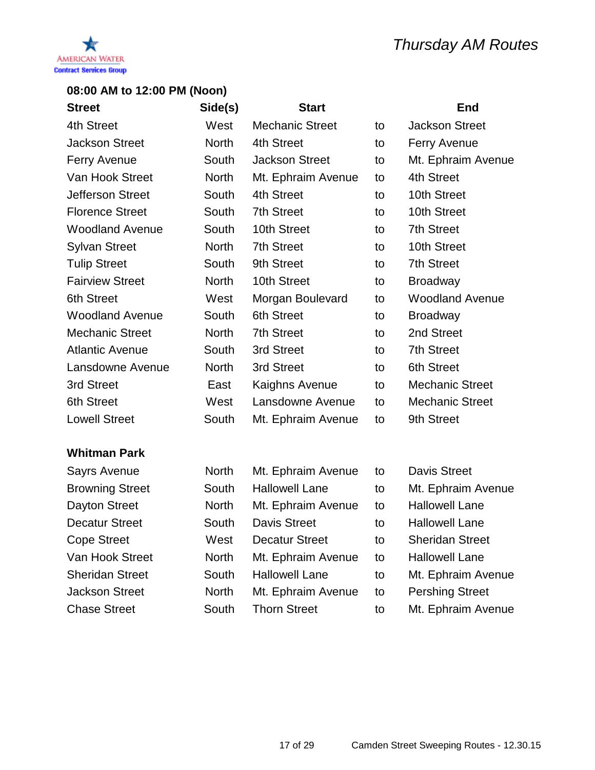AMERICAN WATER
Contract Services Group

# Thursday AM Routes

## 08:00 AM to 12:00 PM (Noon)

| Street | Side(s) | Start | | End |
|---|---|---|---|---|
| 4th Street | West | Mechanic Street | to | Jackson Street |
| Jackson Street | North | 4th Street | to | Ferry Avenue |
| Ferry Avenue | South | Jackson Street | to | Mt. Ephraim Avenue |
| Van Hook Street | North | Mt. Ephraim Avenue | to | 4th Street |
| Jefferson Street | South | 4th Street | to | 10th Street |
| Florence Street | South | 7th Street | to | 10th Street |
| Woodland Avenue | South | 10th Street | to | 7th Street |
| Sylvan Street | North | 7th Street | to | 10th Street |
| Tulip Street | South | 9th Street | to | 7th Street |
| Fairview Street | North | 10th Street | to | Broadway |
| 6th Street | West | Morgan Boulevard | to | Woodland Avenue |
| Woodland Avenue | South | 6th Street | to | Broadway |
| Mechanic Street | North | 7th Street | to | 2nd Street |
| Atlantic Avenue | South | 3rd Street | to | 7th Street |
| Lansdowne Avenue | North | 3rd Street | to | 6th Street |
| 3rd Street | East | Kaighns Avenue | to | Mechanic Street |
| 6th Street | West | Lansdowne Avenue | to | Mechanic Street |
| Lowell Street | South | Mt. Ephraim Avenue | to | 9th Street |

### Whitman Park

| Street | Side(s) | Start | | End |
|---|---|---|---|---|
| Sayrs Avenue | North | Mt. Ephraim Avenue | to | Davis Street |
| Browning Street | South | Hallowell Lane | to | Mt. Ephraim Avenue |
| Dayton Street | North | Mt. Ephraim Avenue | to | Hallowell Lane |
| Decatur Street | South | Davis Street | to | Hallowell Lane |
| Cope Street | West | Decatur Street | to | Sheridan Street |
| Van Hook Street | North | Mt. Ephraim Avenue | to | Hallowell Lane |
| Sheridan Street | South | Hallowell Lane | to | Mt. Ephraim Avenue |
| Jackson Street | North | Mt. Ephraim Avenue | to | Pershing Street |
| Chase Street | South | Thorn Street | to | Mt. Ephraim Avenue |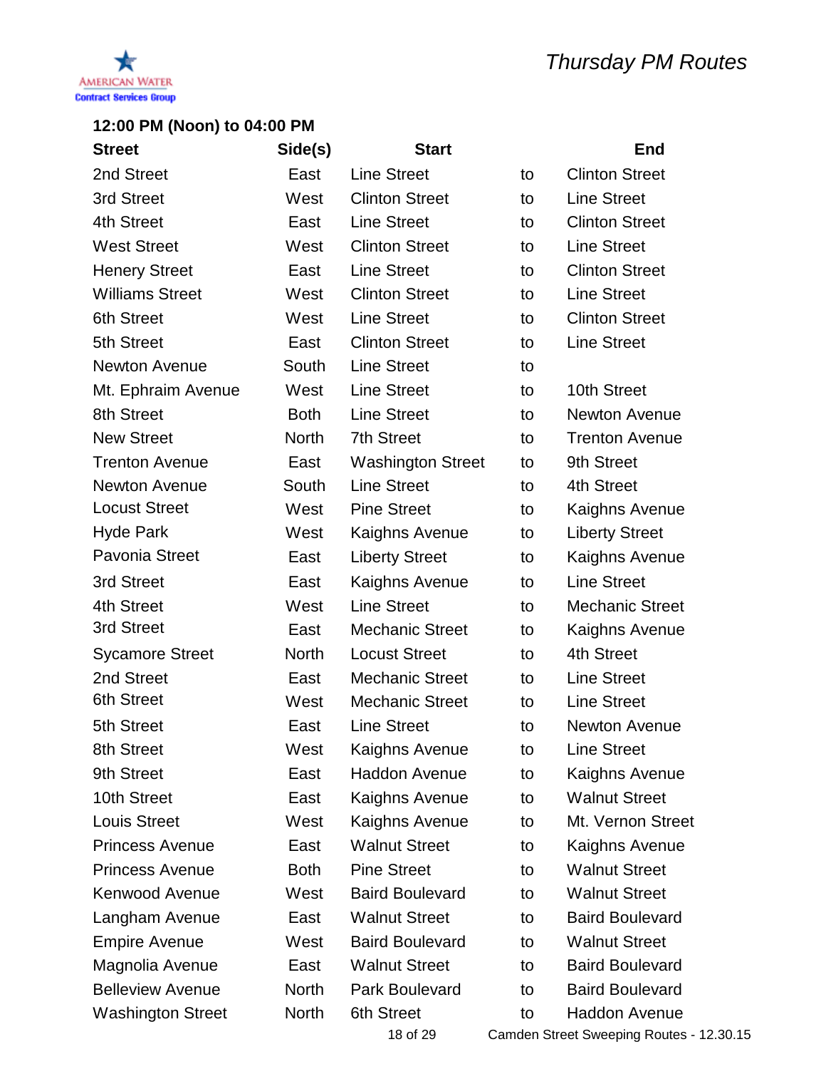AMERICAN WATER
Contract Services Group

# *Thursday PM Routes*

**12:00 PM (Noon) to 04:00 PM**

| Street | Side(s) | Start | | End |
|---|---|---|---|---|
| 2nd Street | East | Line Street | to | Clinton Street |
| 3rd Street | West | Clinton Street | to | Line Street |
| 4th Street | East | Line Street | to | Clinton Street |
| West Street | West | Clinton Street | to | Line Street |
| Henery Street | East | Line Street | to | Clinton Street |
| Williams Street | West | Clinton Street | to | Line Street |
| 6th Street | West | Line Street | to | Clinton Street |
| 5th Street | East | Clinton Street | to | Line Street |
| Newton Avenue | South | Line Street | to | |
| Mt. Ephraim Avenue | West | Line Street | to | 10th Street |
| 8th Street | Both | Line Street | to | Newton Avenue |
| New Street | North | 7th Street | to | Trenton Avenue |
| Trenton Avenue | East | Washington Street | to | 9th Street |
| Newton Avenue | South | Line Street | to | 4th Street |
| Locust Street | West | Pine Street | to | Kaighns Avenue |
| Hyde Park | West | Kaighns Avenue | to | Liberty Street |
| Pavonia Street | East | Liberty Street | to | Kaighns Avenue |
| 3rd Street | East | Kaighns Avenue | to | Line Street |
| 4th Street | West | Line Street | to | Mechanic Street |
| 3rd Street | East | Mechanic Street | to | Kaighns Avenue |
| Sycamore Street | North | Locust Street | to | 4th Street |
| 2nd Street | East | Mechanic Street | to | Line Street |
| 6th Street | West | Mechanic Street | to | Line Street |
| 5th Street | East | Line Street | to | Newton Avenue |
| 8th Street | West | Kaighns Avenue | to | Line Street |
| 9th Street | East | Haddon Avenue | to | Kaighns Avenue |
| 10th Street | East | Kaighns Avenue | to | Walnut Street |
| Louis Street | West | Kaighns Avenue | to | Mt. Vernon Street |
| Princess Avenue | East | Walnut Street | to | Kaighns Avenue |
| Princess Avenue | Both | Pine Street | to | Walnut Street |
| Kenwood Avenue | West | Baird Boulevard | to | Walnut Street |
| Langham Avenue | East | Walnut Street | to | Baird Boulevard |
| Empire Avenue | West | Baird Boulevard | to | Walnut Street |
| Magnolia Avenue | East | Walnut Street | to | Baird Boulevard |
| Belleview Avenue | North | Park Boulevard | to | Baird Boulevard |
| Washington Street | North | 6th Street | to | Haddon Avenue |

Camden Street Sweeping Routes - 12.30.15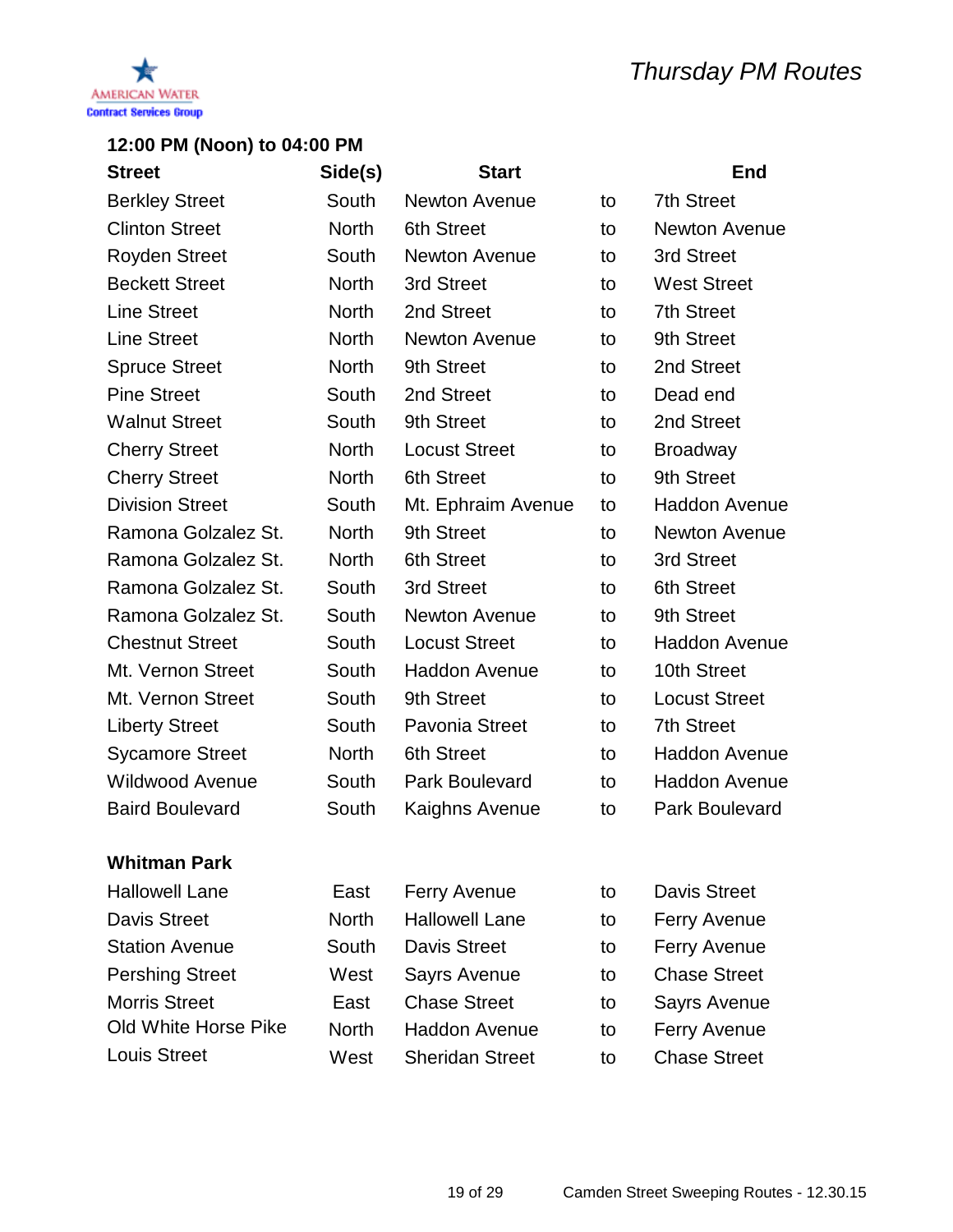AMERICAN WATER
Contract Services Group

# Thursday PM Routes

## 12:00 PM (Noon) to 04:00 PM

| Street | Side(s) | Start | | End |
|---|---|---|---|---|
| Berkley Street | South | Newton Avenue | to | 7th Street |
| Clinton Street | North | 6th Street | to | Newton Avenue |
| Royden Street | South | Newton Avenue | to | 3rd Street |
| Beckett Street | North | 3rd Street | to | West Street |
| Line Street | North | 2nd Street | to | 7th Street |
| Line Street | North | Newton Avenue | to | 9th Street |
| Spruce Street | North | 9th Street | to | 2nd Street |
| Pine Street | South | 2nd Street | to | Dead end |
| Walnut Street | South | 9th Street | to | 2nd Street |
| Cherry Street | North | Locust Street | to | Broadway |
| Cherry Street | North | 6th Street | to | 9th Street |
| Division Street | South | Mt. Ephraim Avenue | to | Haddon Avenue |
| Ramona Golzalez St. | North | 9th Street | to | Newton Avenue |
| Ramona Golzalez St. | North | 6th Street | to | 3rd Street |
| Ramona Golzalez St. | South | 3rd Street | to | 6th Street |
| Ramona Golzalez St. | South | Newton Avenue | to | 9th Street |
| Chestnut Street | South | Locust Street | to | Haddon Avenue |
| Mt. Vernon Street | South | Haddon Avenue | to | 10th Street |
| Mt. Vernon Street | South | 9th Street | to | Locust Street |
| Liberty Street | South | Pavonia Street | to | 7th Street |
| Sycamore Street | North | 6th Street | to | Haddon Avenue |
| Wildwood Avenue | South | Park Boulevard | to | Haddon Avenue |
| Baird Boulevard | South | Kaighns Avenue | to | Park Boulevard |

### Whitman Park

| Street | Side(s) | Start | | End |
|---|---|---|---|---|
| Hallowell Lane | East | Ferry Avenue | to | Davis Street |
| Davis Street | North | Hallowell Lane | to | Ferry Avenue |
| Station Avenue | South | Davis Street | to | Ferry Avenue |
| Pershing Street | West | Sayrs Avenue | to | Chase Street |
| Morris Street | East | Chase Street | to | Sayrs Avenue |
| Old White Horse Pike | North | Haddon Avenue | to | Ferry Avenue |
| Louis Street | West | Sheridan Street | to | Chase Street |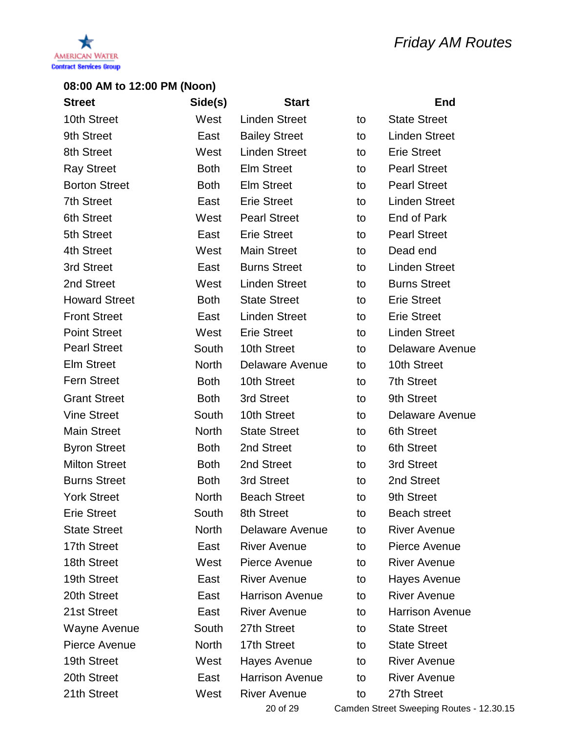AMERICAN WATER
Contract Services Group

# Friday AM Routes

**08:00 AM to 12:00 PM (Noon)**

| Street | Side(s) | Start | | End |
|---|---|---|---|---|
| 10th Street | West | Linden Street | to | State Street |
| 9th Street | East | Bailey Street | to | Linden Street |
| 8th Street | West | Linden Street | to | Erie Street |
| Ray Street | Both | Elm Street | to | Pearl Street |
| Borton Street | Both | Elm Street | to | Pearl Street |
| 7th Street | East | Erie Street | to | Linden Street |
| 6th Street | West | Pearl Street | to | End of Park |
| 5th Street | East | Erie Street | to | Pearl Street |
| 4th Street | West | Main Street | to | Dead end |
| 3rd Street | East | Burns Street | to | Linden Street |
| 2nd Street | West | Linden Street | to | Burns Street |
| Howard Street | Both | State Street | to | Erie Street |
| Front Street | East | Linden Street | to | Erie Street |
| Point Street | West | Erie Street | to | Linden Street |
| Pearl Street | South | 10th Street | to | Delaware Avenue |
| Elm Street | North | Delaware Avenue | to | 10th Street |
| Fern Street | Both | 10th Street | to | 7th Street |
| Grant Street | Both | 3rd Street | to | 9th Street |
| Vine Street | South | 10th Street | to | Delaware Avenue |
| Main Street | North | State Street | to | 6th Street |
| Byron Street | Both | 2nd Street | to | 6th Street |
| Milton Street | Both | 2nd Street | to | 3rd Street |
| Burns Street | Both | 3rd Street | to | 2nd Street |
| York Street | North | Beach Street | to | 9th Street |
| Erie Street | South | 8th Street | to | Beach street |
| State Street | North | Delaware Avenue | to | River Avenue |
| 17th Street | East | River Avenue | to | Pierce Avenue |
| 18th Street | West | Pierce Avenue | to | River Avenue |
| 19th Street | East | River Avenue | to | Hayes Avenue |
| 20th Street | East | Harrison Avenue | to | River Avenue |
| 21st Street | East | River Avenue | to | Harrison Avenue |
| Wayne Avenue | South | 27th Street | to | State Street |
| Pierce Avenue | North | 17th Street | to | State Street |
| 19th Street | West | Hayes Avenue | to | River Avenue |
| 20th Street | East | Harrison Avenue | to | River Avenue |
| 21th Street | West | River Avenue | to | 27th Street |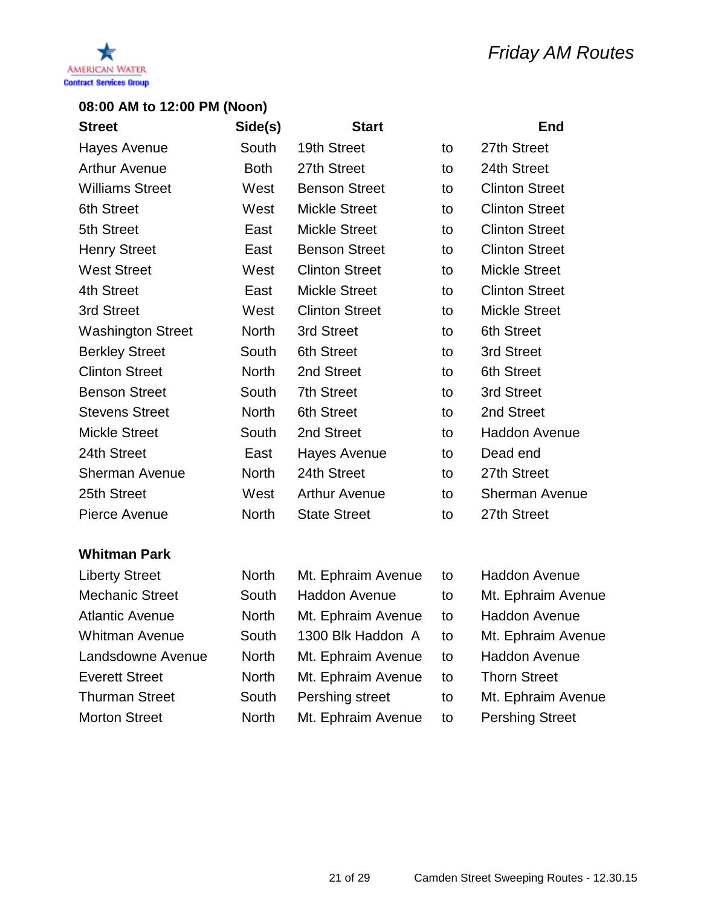AMERICAN WATER
Contract Services Group

# *Friday AM Routes*

**08:00 AM to 12:00 PM (Noon)**

| Street | Side(s) | Start | | End |
|---|---|---|---|---|
| Hayes Avenue | South | 19th Street | to | 27th Street |
| Arthur Avenue | Both | 27th Street | to | 24th Street |
| Williams Street | West | Benson Street | to | Clinton Street |
| 6th Street | West | Mickle Street | to | Clinton Street |
| 5th Street | East | Mickle Street | to | Clinton Street |
| Henry Street | East | Benson Street | to | Clinton Street |
| West Street | West | Clinton Street | to | Mickle Street |
| 4th Street | East | Mickle Street | to | Clinton Street |
| 3rd Street | West | Clinton Street | to | Mickle Street |
| Washington Street | North | 3rd Street | to | 6th Street |
| Berkley Street | South | 6th Street | to | 3rd Street |
| Clinton Street | North | 2nd Street | to | 6th Street |
| Benson Street | South | 7th Street | to | 3rd Street |
| Stevens Street | North | 6th Street | to | 2nd Street |
| Mickle Street | South | 2nd Street | to | Haddon Avenue |
| 24th Street | East | Hayes Avenue | to | Dead end |
| Sherman Avenue | North | 24th Street | to | 27th Street |
| 25th Street | West | Arthur Avenue | to | Sherman Avenue |
| Pierce Avenue | North | State Street | to | 27th Street |

**Whitman Park**

| Street | Side(s) | Start | | End |
|---|---|---|---|---|
| Liberty Street | North | Mt. Ephraim Avenue | to | Haddon Avenue |
| Mechanic Street | South | Haddon Avenue | to | Mt. Ephraim Avenue |
| Atlantic Avenue | North | Mt. Ephraim Avenue | to | Haddon Avenue |
| Whitman Avenue | South | 1300 Blk Haddon A | to | Mt. Ephraim Avenue |
| Landsdowne Avenue | North | Mt. Ephraim Avenue | to | Haddon Avenue |
| Everett Street | North | Mt. Ephraim Avenue | to | Thorn Street |
| Thurman Street | South | Pershing street | to | Mt. Ephraim Avenue |
| Morton Street | North | Mt. Ephraim Avenue | to | Pershing Street |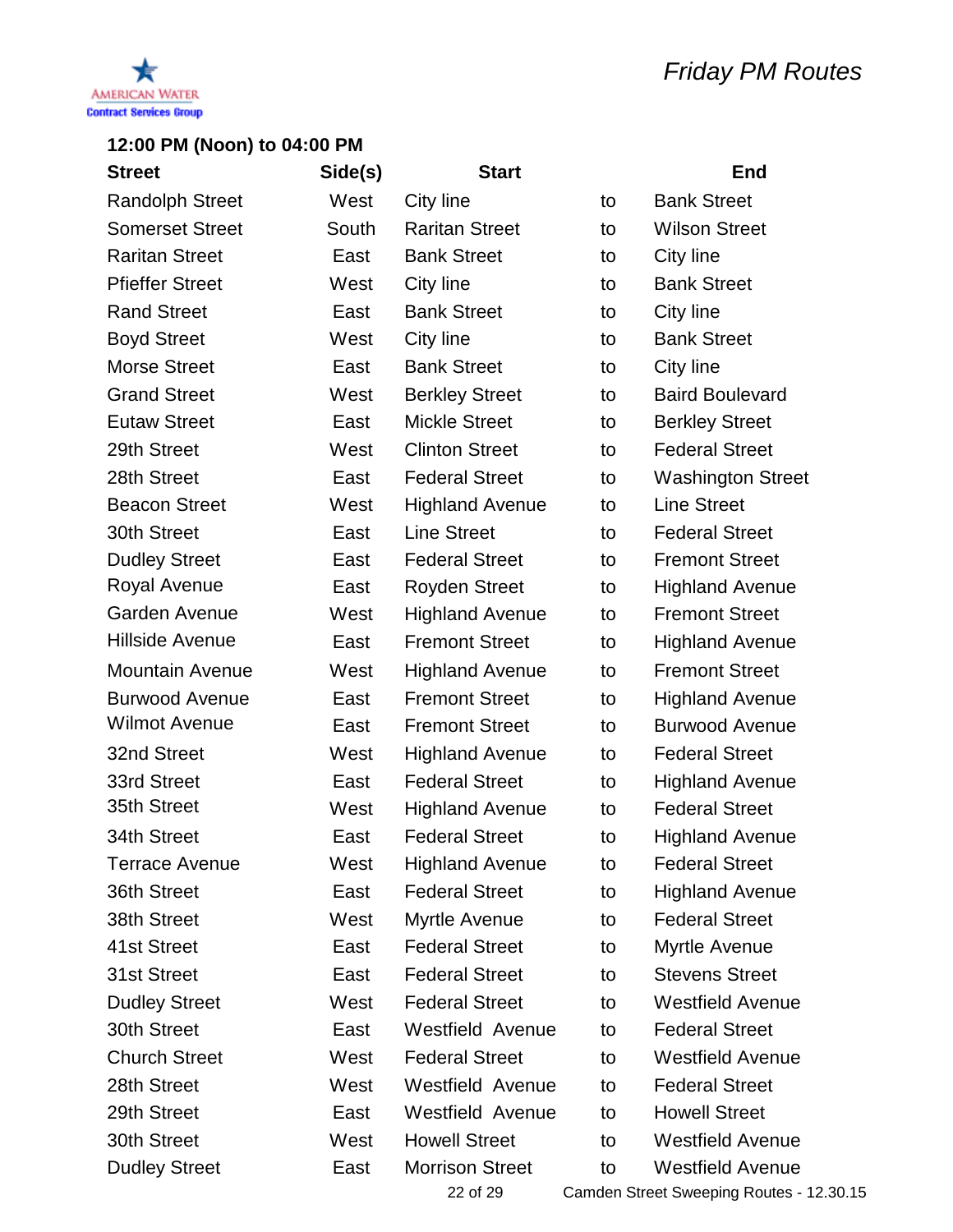AMERICAN WATER
Contract Services Group

# Friday PM Routes

### 12:00 PM (Noon) to 04:00 PM

| Street | Side(s) | Start | | End |
|---|---|---|---|---|
| Randolph Street | West | City line | to | Bank Street |
| Somerset Street | South | Raritan Street | to | Wilson Street |
| Raritan Street | East | Bank Street | to | City line |
| Pfieffer Street | West | City line | to | Bank Street |
| Rand Street | East | Bank Street | to | City line |
| Boyd Street | West | City line | to | Bank Street |
| Morse Street | East | Bank Street | to | City line |
| Grand Street | West | Berkley Street | to | Baird Boulevard |
| Eutaw Street | East | Mickle Street | to | Berkley Street |
| 29th Street | West | Clinton Street | to | Federal Street |
| 28th Street | East | Federal Street | to | Washington Street |
| Beacon Street | West | Highland Avenue | to | Line Street |
| 30th Street | East | Line Street | to | Federal Street |
| Dudley Street | East | Federal Street | to | Fremont Street |
| Royal Avenue | East | Royden Street | to | Highland Avenue |
| Garden Avenue | West | Highland Avenue | to | Fremont Street |
| Hillside Avenue | East | Fremont Street | to | Highland Avenue |
| Mountain Avenue | West | Highland Avenue | to | Fremont Street |
| Burwood Avenue | East | Fremont Street | to | Highland Avenue |
| Wilmot Avenue | East | Fremont Street | to | Burwood Avenue |
| 32nd Street | West | Highland Avenue | to | Federal Street |
| 33rd Street | East | Federal Street | to | Highland Avenue |
| 35th Street | West | Highland Avenue | to | Federal Street |
| 34th Street | East | Federal Street | to | Highland Avenue |
| Terrace Avenue | West | Highland Avenue | to | Federal Street |
| 36th Street | East | Federal Street | to | Highland Avenue |
| 38th Street | West | Myrtle Avenue | to | Federal Street |
| 41st Street | East | Federal Street | to | Myrtle Avenue |
| 31st Street | East | Federal Street | to | Stevens Street |
| Dudley Street | West | Federal Street | to | Westfield Avenue |
| 30th Street | East | Westfield Avenue | to | Federal Street |
| Church Street | West | Federal Street | to | Westfield Avenue |
| 28th Street | West | Westfield Avenue | to | Federal Street |
| 29th Street | East | Westfield Avenue | to | Howell Street |
| 30th Street | West | Howell Street | to | Westfield Avenue |
| Dudley Street | East | Morrison Street | to | Westfield Avenue |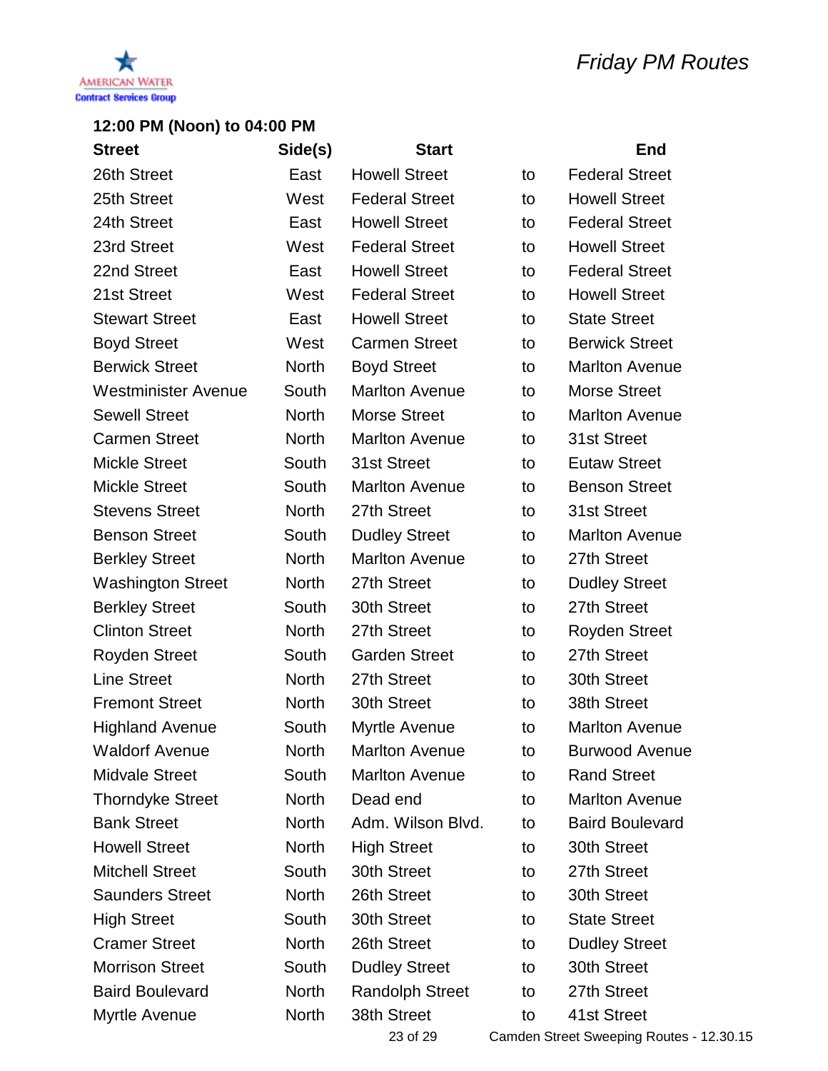AMERICAN WATER
Contract Services Group

# *Friday PM Routes*

## 12:00 PM (Noon) to 04:00 PM

| Street | Side(s) | Start | | End |
|---|---|---|---|---|
| 26th Street | East | Howell Street | to | Federal Street |
| 25th Street | West | Federal Street | to | Howell Street |
| 24th Street | East | Howell Street | to | Federal Street |
| 23rd Street | West | Federal Street | to | Howell Street |
| 22nd Street | East | Howell Street | to | Federal Street |
| 21st Street | West | Federal Street | to | Howell Street |
| Stewart Street | East | Howell Street | to | State Street |
| Boyd Street | West | Carmen Street | to | Berwick Street |
| Berwick Street | North | Boyd Street | to | Marlton Avenue |
| Westminister Avenue | South | Marlton Avenue | to | Morse Street |
| Sewell Street | North | Morse Street | to | Marlton Avenue |
| Carmen Street | North | Marlton Avenue | to | 31st Street |
| Mickle Street | South | 31st Street | to | Eutaw Street |
| Mickle Street | South | Marlton Avenue | to | Benson Street |
| Stevens Street | North | 27th Street | to | 31st Street |
| Benson Street | South | Dudley Street | to | Marlton Avenue |
| Berkley Street | North | Marlton Avenue | to | 27th Street |
| Washington Street | North | 27th Street | to | Dudley Street |
| Berkley Street | South | 30th Street | to | 27th Street |
| Clinton Street | North | 27th Street | to | Royden Street |
| Royden Street | South | Garden Street | to | 27th Street |
| Line Street | North | 27th Street | to | 30th Street |
| Fremont Street | North | 30th Street | to | 38th Street |
| Highland Avenue | South | Myrtle Avenue | to | Marlton Avenue |
| Waldorf Avenue | North | Marlton Avenue | to | Burwood Avenue |
| Midvale Street | South | Marlton Avenue | to | Rand Street |
| Thorndyke Street | North | Dead end | to | Marlton Avenue |
| Bank Street | North | Adm. Wilson Blvd. | to | Baird Boulevard |
| Howell Street | North | High Street | to | 30th Street |
| Mitchell Street | South | 30th Street | to | 27th Street |
| Saunders Street | North | 26th Street | to | 30th Street |
| High Street | South | 30th Street | to | State Street |
| Cramer Street | North | 26th Street | to | Dudley Street |
| Morrison Street | South | Dudley Street | to | 30th Street |
| Baird Boulevard | North | Randolph Street | to | 27th Street |
| Myrtle Avenue | North | 38th Street | to | 41st Street |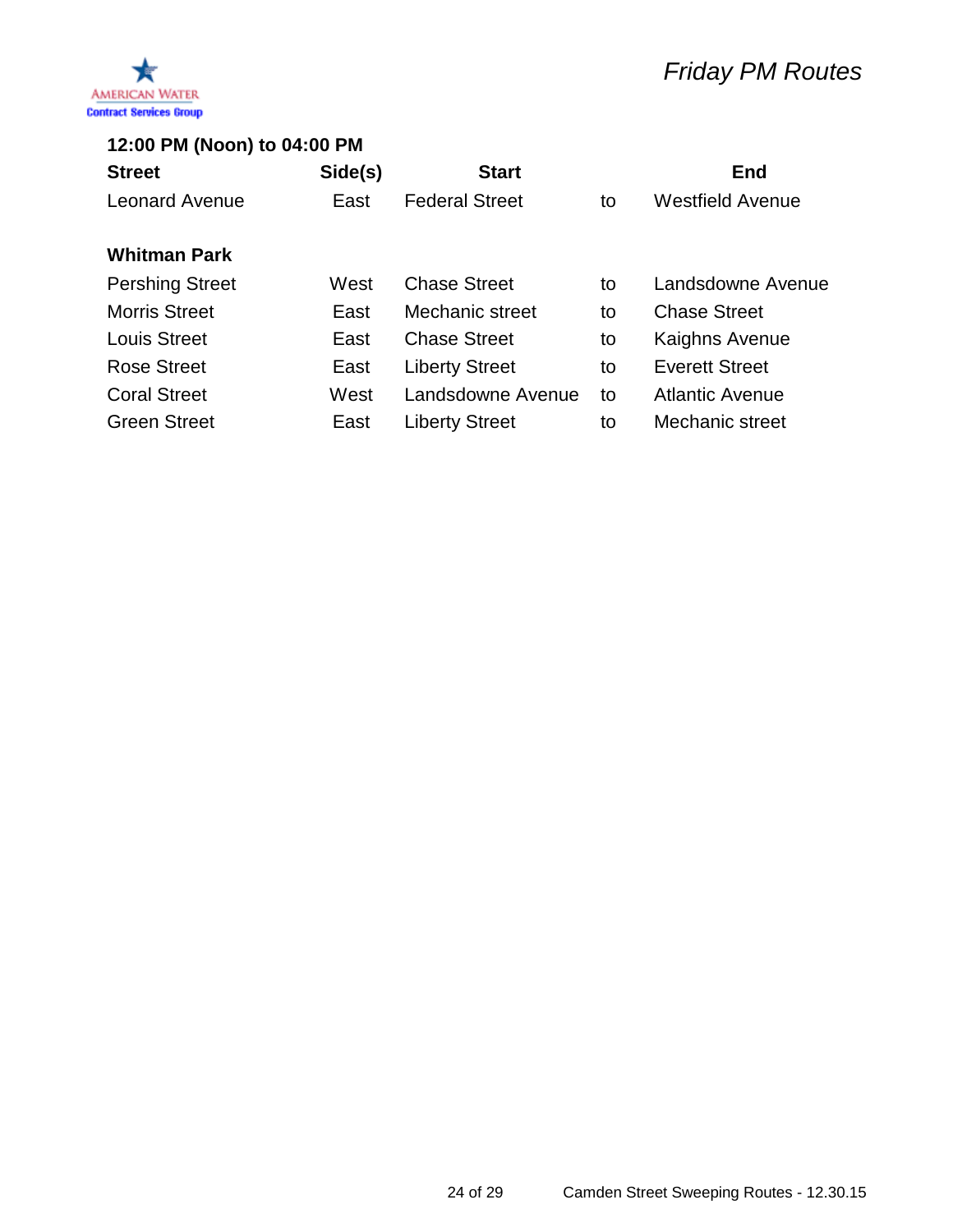# Friday PM Routes

American Water
Contract Services Group

## 12:00 PM (Noon) to 04:00 PM

| Street | Side(s) | Start | | End |
|---|---|---|---|---|
| Leonard Avenue | East | Federal Street | to | Westfield Avenue |
| **Whitman Park** | | | | |
| Pershing Street | West | Chase Street | to | Landsdowne Avenue |
| Morris Street | East | Mechanic street | to | Chase Street |
| Louis Street | East | Chase Street | to | Kaighns Avenue |
| Rose Street | East | Liberty Street | to | Everett Street |
| Coral Street | West | Landsdowne Avenue | to | Atlantic Avenue |
| Green Street | East | Liberty Street | to | Mechanic street |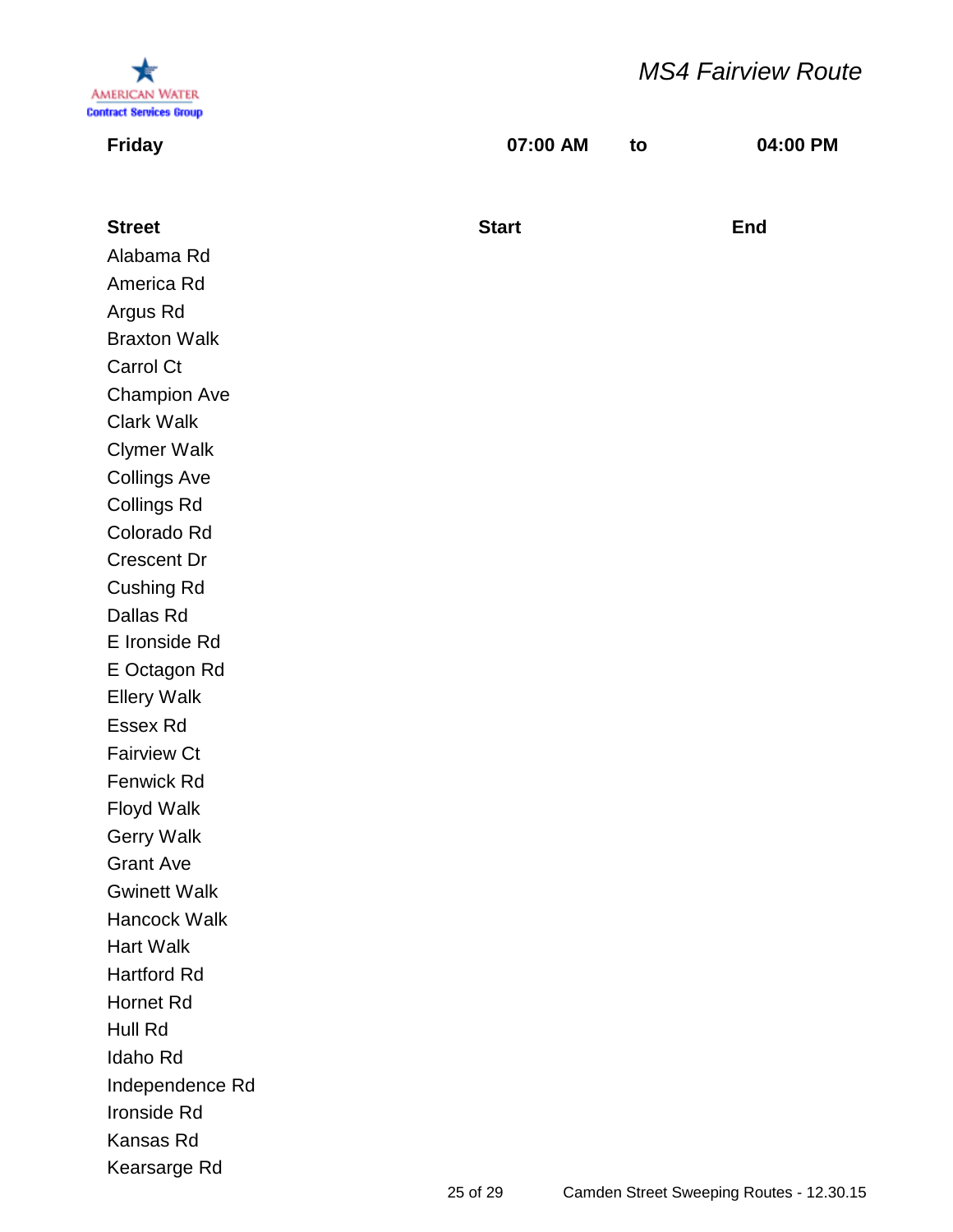# MS4 Fairview Route

**Friday** **07:00 AM** **to** **04:00 PM**

| Street | Start | End |
|---|---|---|
| Alabama Rd | | |
| America Rd | | |
| Argus Rd | | |
| Braxton Walk | | |
| Carrol Ct | | |
| Champion Ave | | |
| Clark Walk | | |
| Clymer Walk | | |
| Collings Ave | | |
| Collings Rd | | |
| Colorado Rd | | |
| Crescent Dr | | |
| Cushing Rd | | |
| Dallas Rd | | |
| E Ironside Rd | | |
| E Octagon Rd | | |
| Ellery Walk | | |
| Essex Rd | | |
| Fairview Ct | | |
| Fenwick Rd | | |
| Floyd Walk | | |
| Gerry Walk | | |
| Grant Ave | | |
| Gwinett Walk | | |
| Hancock Walk | | |
| Hart Walk | | |
| Hartford Rd | | |
| Hornet Rd | | |
| Hull Rd | | |
| Idaho Rd | | |
| Independence Rd | | |
| Ironside Rd | | |
| Kansas Rd | | |
| Kearsarge Rd | | |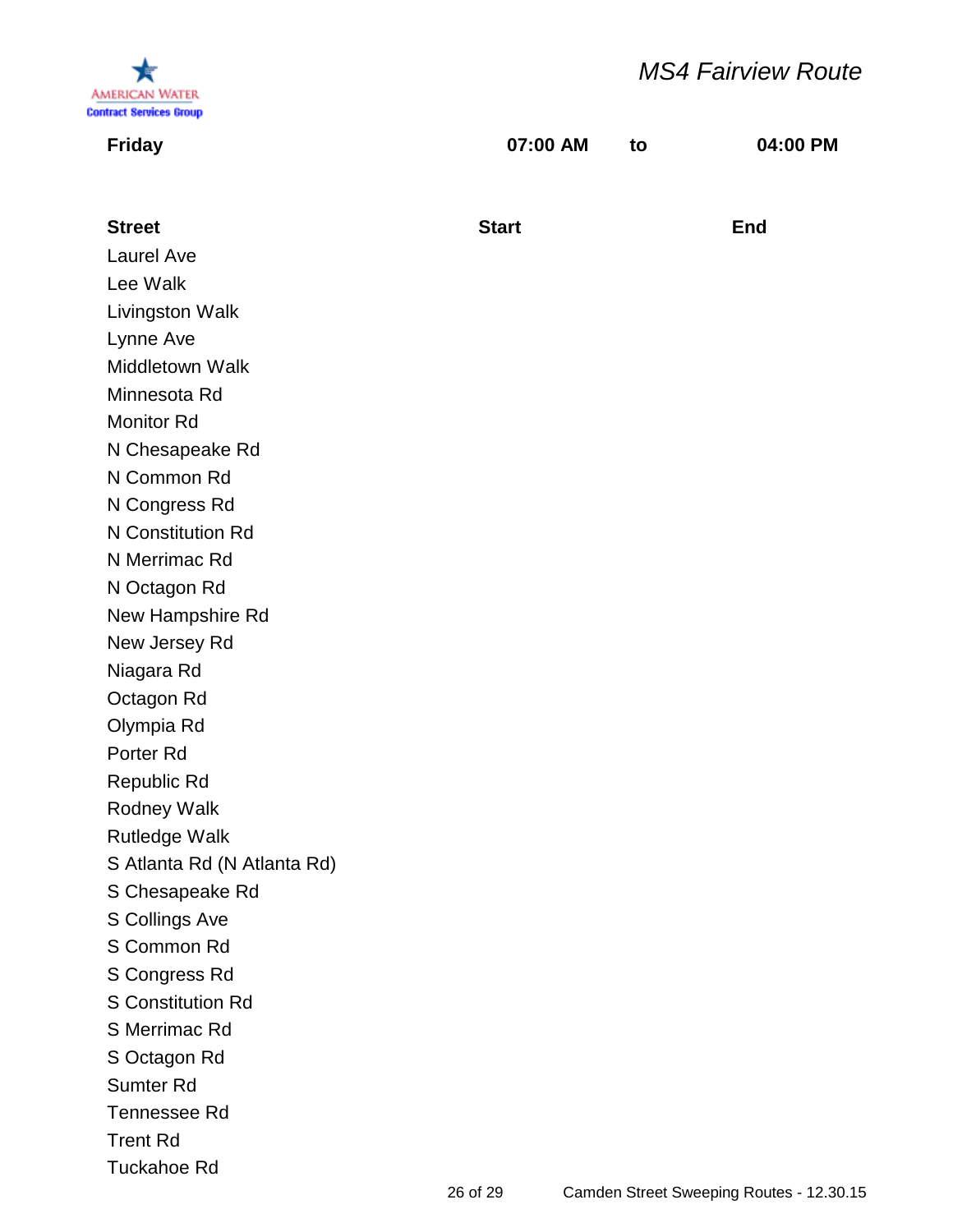AMERICAN WATER
Contract Services Group

# MS4 Fairview Route

| **Friday** | **07:00 AM** | **to** | **04:00 PM** |
|---|---|---|---|

| **Street** | **Start** | **End** |
|---|---|---|
| Laurel Ave | | |
| Lee Walk | | |
| Livingston Walk | | |
| Lynne Ave | | |
| Middletown Walk | | |
| Minnesota Rd | | |
| Monitor Rd | | |
| N Chesapeake Rd | | |
| N Common Rd | | |
| N Congress Rd | | |
| N Constitution Rd | | |
| N Merrimac Rd | | |
| N Octagon Rd | | |
| New Hampshire Rd | | |
| New Jersey Rd | | |
| Niagara Rd | | |
| Octagon Rd | | |
| Olympia Rd | | |
| Porter Rd | | |
| Republic Rd | | |
| Rodney Walk | | |
| Rutledge Walk | | |
| S Atlanta Rd (N Atlanta Rd) | | |
| S Chesapeake Rd | | |
| S Collings Ave | | |
| S Common Rd | | |
| S Congress Rd | | |
| S Constitution Rd | | |
| S Merrimac Rd | | |
| S Octagon Rd | | |
| Sumter Rd | | |
| Tennessee Rd | | |
| Trent Rd | | |
| Tuckahoe Rd | | |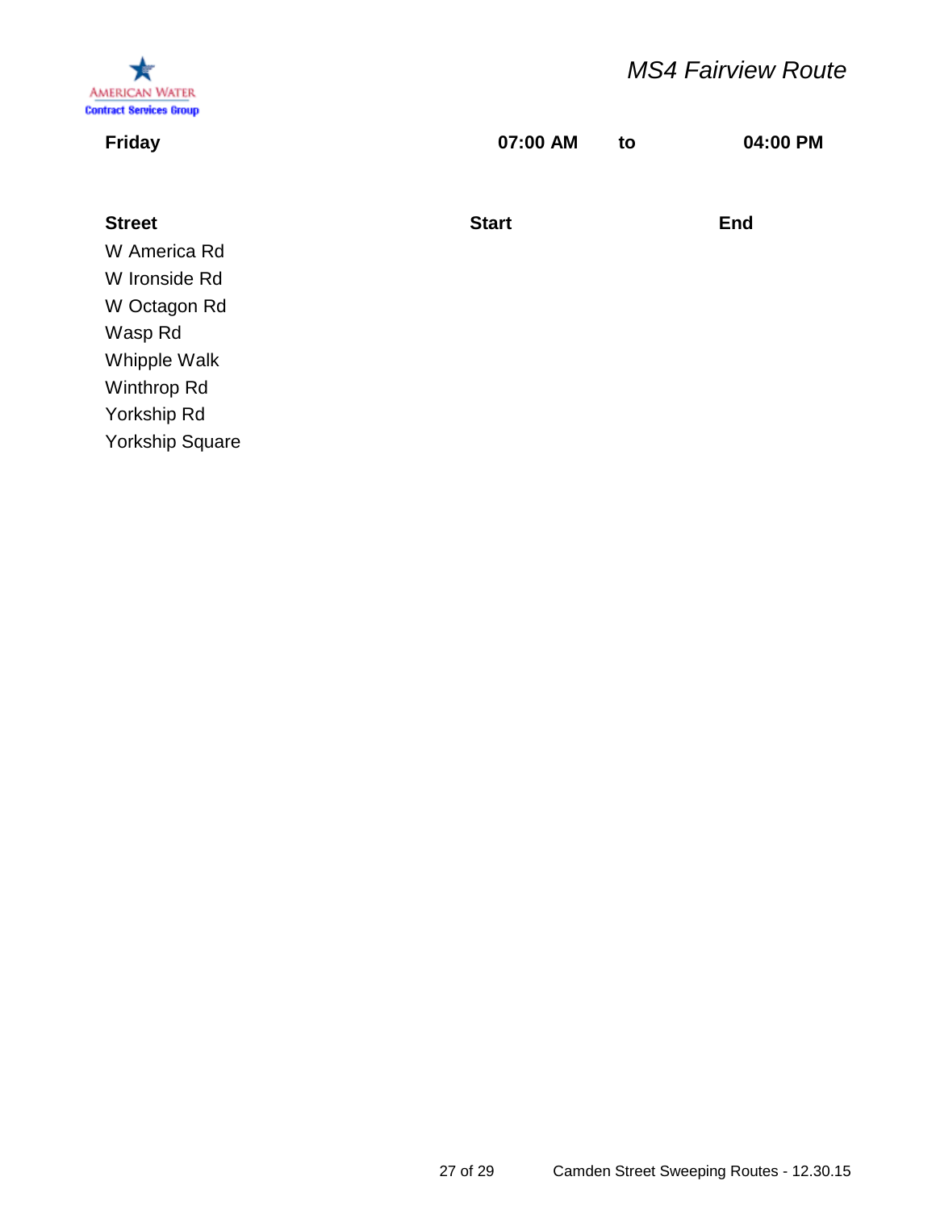# *MS4 Fairview Route*

**Friday** **07:00 AM** **to** **04:00 PM**

| Street | Start | End |
|---|---|---|
| W America Rd | | |
| W Ironside Rd | | |
| W Octagon Rd | | |
| Wasp Rd | | |
| Whipple Walk | | |
| Winthrop Rd | | |
| Yorkship Rd | | |
| Yorkship Square | | |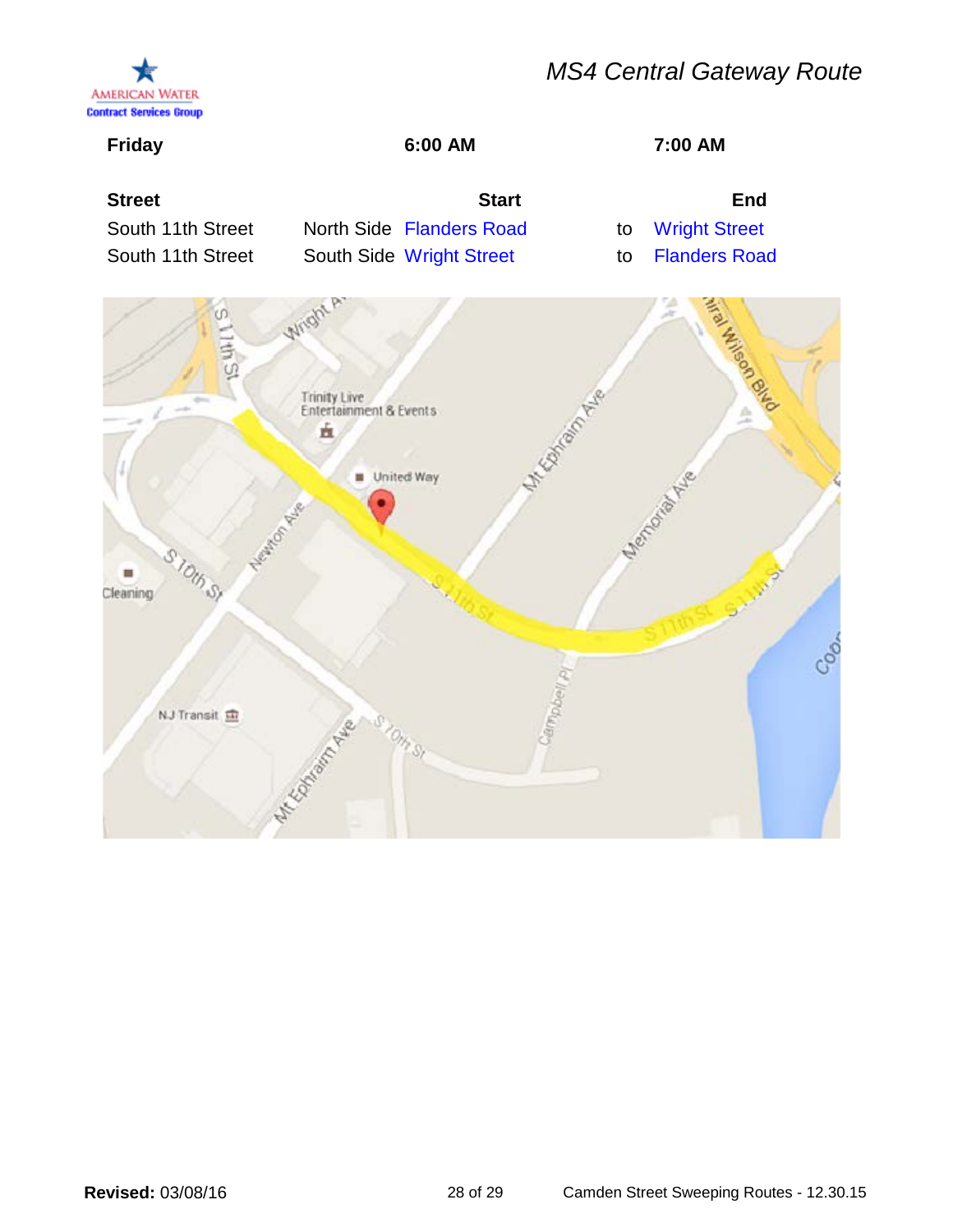*MS4 Central Gateway Route*

| **Friday** | | **6:00 AM** | | **7:00 AM** |
|---|---|---|---|---|
| **Street** | | **Start** | | **End** |
| South 11th Street | North Side | Flanders Road | to | Wright Street |
| South 11th Street | South Side | Wright Street | to | Flanders Road |

**Revised:** 03/08/16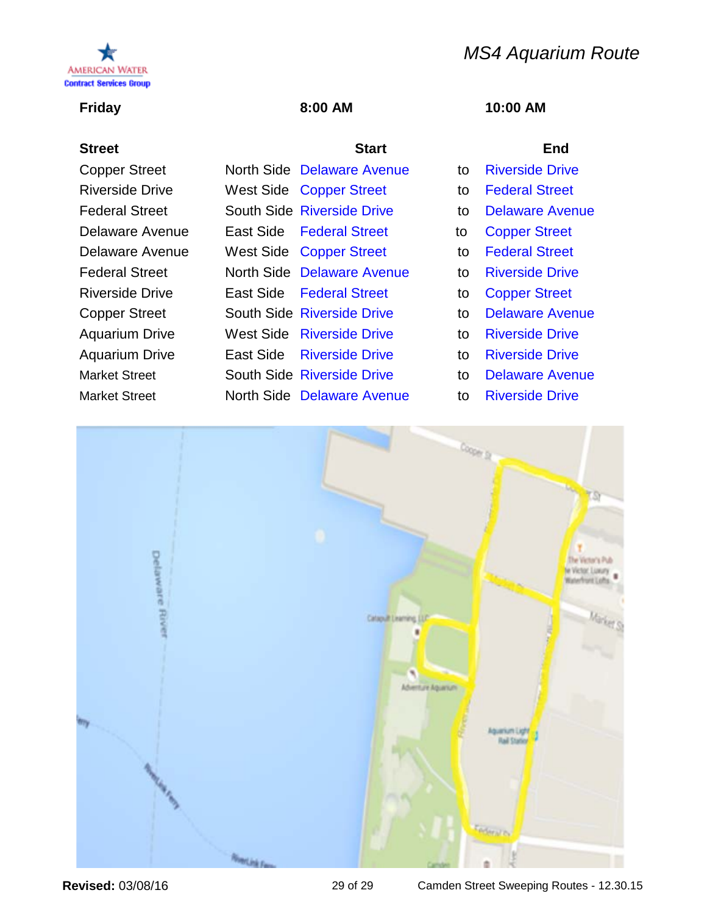*MS4 Aquarium Route*

| **Friday** | | **8:00 AM** | | **10:00 AM** |
|---|---|---|---|---|
| **Street** | | **Start** | | **End** |
| Copper Street | North Side | Delaware Avenue | to | Riverside Drive |
| Riverside Drive | West Side | Copper Street | to | Federal Street |
| Federal Street | South Side | Riverside Drive | to | Delaware Avenue |
| Delaware Avenue | East Side | Federal Street | to | Copper Street |
| Delaware Avenue | West Side | Copper Street | to | Federal Street |
| Federal Street | North Side | Delaware Avenue | to | Riverside Drive |
| Riverside Drive | East Side | Federal Street | to | Copper Street |
| Copper Street | South Side | Riverside Drive | to | Delaware Avenue |
| Aquarium Drive | West Side | Riverside Drive | to | Riverside Drive |
| Aquarium Drive | East Side | Riverside Drive | to | Riverside Drive |
| Market Street | South Side | Riverside Drive | to | Delaware Avenue |
| Market Street | North Side | Delaware Avenue | to | Riverside Drive |

**Revised:** 03/08/16

Camden Street Sweeping Routes - 12.30.15